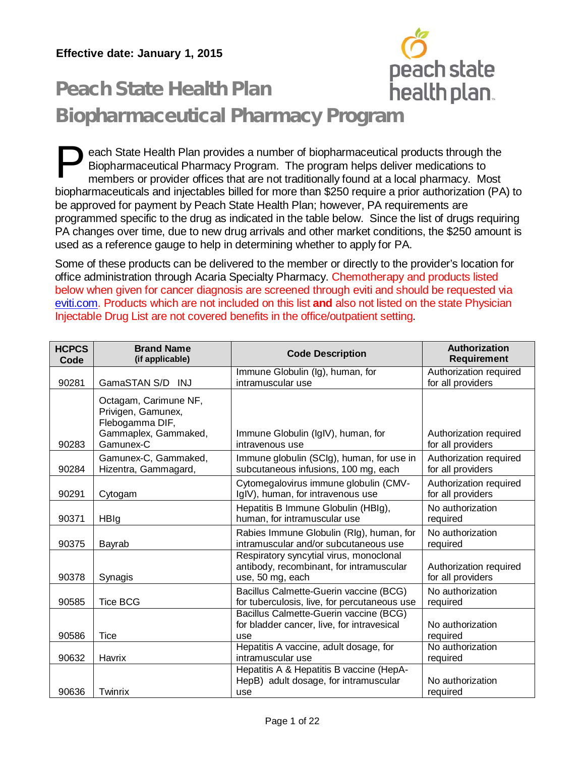**Effective date: January 1, 2015**

# Peach State Health Plan
# Biopharmaceutical Pharmacy Program

Peach State Health Plan provides a number of biopharmaceutical products through the Biopharmaceutical Pharmacy Program. The program helps deliver medications to members or provider offices that are not traditionally found at a local pharmacy. Most biopharmaceuticals and injectables billed for more than $250 require a prior authorization (PA) to be approved for payment by Peach State Health Plan; however, PA requirements are programmed specific to the drug as indicated in the table below. Since the list of drugs requiring PA changes over time, due to new drug arrivals and other market conditions, the $250 amount is used as a reference gauge to help in determining whether to apply for PA.

Some of these products can be delivered to the member or directly to the provider's location for office administration through Acaria Specialty Pharmacy. Chemotherapy and products listed below when given for cancer diagnosis are screened through eviti and should be requested via eviti.com. Products which are not included on this list **and** also not listed on the state Physician Injectable Drug List are not covered benefits in the office/outpatient setting.

| HCPCS Code | Brand Name (if applicable) | Code Description | Authorization Requirement |
|---|---|---|---|
| 90281 | GamaSTAN S/D INJ | Immune Globulin (Ig), human, for intramuscular use | Authorization required for all providers |
| 90283 | Octagam, Carimune NF, Privigen, Gamunex, Flebogamma DIF, Gammaplex, Gammaked, Gamunex-C | Immune Globulin (IgIV), human, for intravenous use | Authorization required for all providers |
| 90284 | Gamunex-C, Gammaked, Hizentra, Gammagard, | Immune globulin (SCIg), human, for use in subcutaneous infusions, 100 mg, each | Authorization required for all providers |
| 90291 | Cytogam | Cytomegalovirus immune globulin (CMV-IgIV), human, for intravenous use | Authorization required for all providers |
| 90371 | HBIg | Hepatitis B Immune Globulin (HBIg), human, for intramuscular use | No authorization required |
| 90375 | Bayrab | Rabies Immune Globulin (RIg), human, for intramuscular and/or subcutaneous use | No authorization required |
| 90378 | Synagis | Respiratory syncytial virus, monoclonal antibody, recombinant, for intramuscular use, 50 mg, each | Authorization required for all providers |
| 90585 | Tice BCG | Bacillus Calmette-Guerin vaccine (BCG) for tuberculosis, live, for percutaneous use | No authorization required |
| 90586 | Tice | Bacillus Calmette-Guerin vaccine (BCG) for bladder cancer, live, for intravesical use | No authorization required |
| 90632 | Havrix | Hepatitis A vaccine, adult dosage, for intramuscular use | No authorization required |
| 90636 | Twinrix | Hepatitis A & Hepatitis B vaccine (HepA-HepB) adult dosage, for intramuscular use | No authorization required |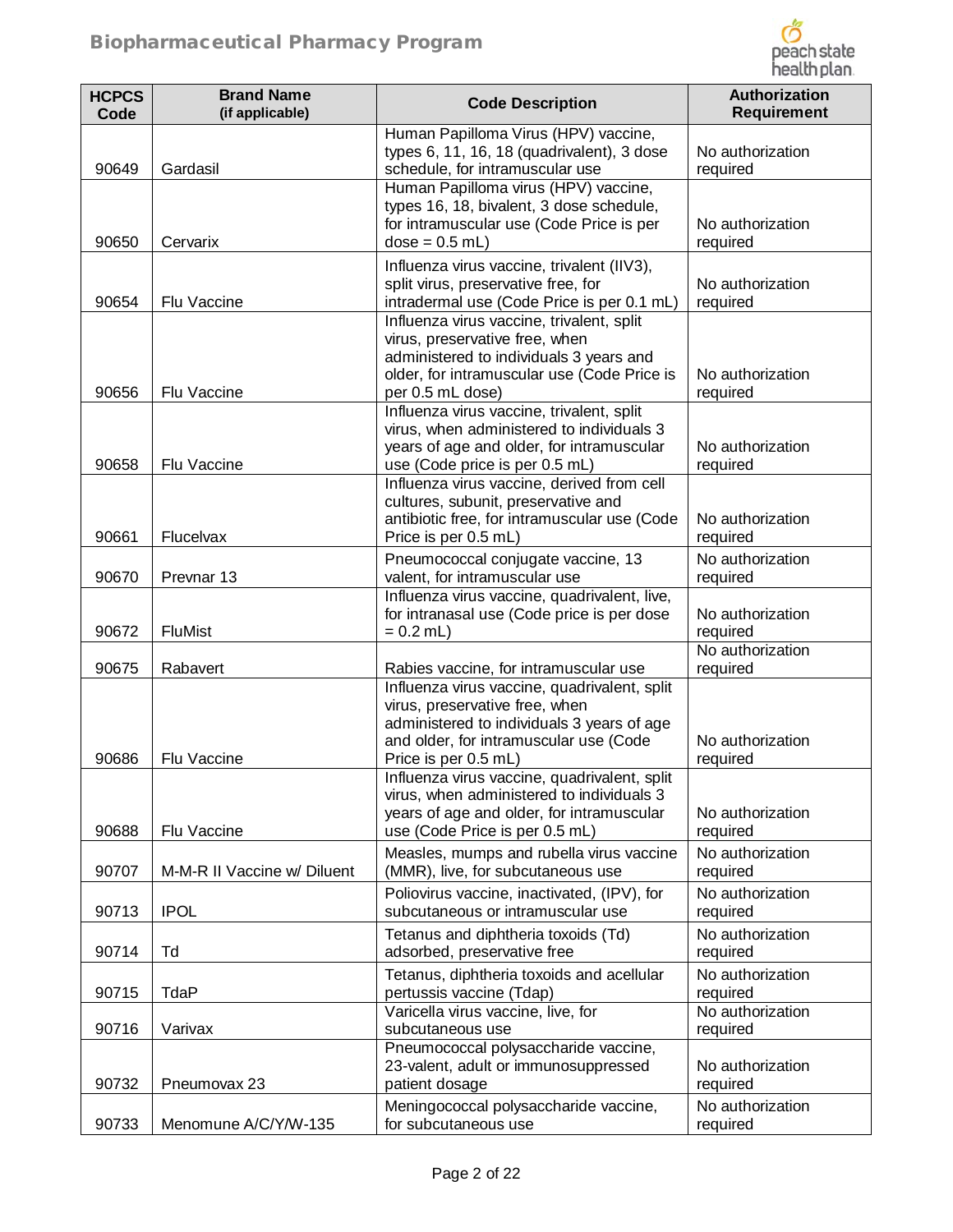| HCPCS Code | Brand Name (if applicable) | Code Description | Authorization Requirement |
|---|---|---|---|
| 90649 | Gardasil | Human Papilloma Virus (HPV) vaccine, types 6, 11, 16, 18 (quadrivalent), 3 dose schedule, for intramuscular use | No authorization required |
| 90650 | Cervarix | Human Papilloma virus (HPV) vaccine, types 16, 18, bivalent, 3 dose schedule, for intramuscular use (Code Price is per dose = 0.5 mL) | No authorization required |
| 90654 | Flu Vaccine | Influenza virus vaccine, trivalent (IIV3), split virus, preservative free, for intradermal use (Code Price is per 0.1 mL) | No authorization required |
| 90656 | Flu Vaccine | Influenza virus vaccine, trivalent, split virus, preservative free, when administered to individuals 3 years and older, for intramuscular use (Code Price is per 0.5 mL dose) | No authorization required |
| 90658 | Flu Vaccine | Influenza virus vaccine, trivalent, split virus, when administered to individuals 3 years of age and older, for intramuscular use (Code price is per 0.5 mL) | No authorization required |
| 90661 | Flucelvax | Influenza virus vaccine, derived from cell cultures, subunit, preservative and antibiotic free, for intramuscular use (Code Price is per 0.5 mL) | No authorization required |
| 90670 | Prevnar 13 | Pneumococcal conjugate vaccine, 13 valent, for intramuscular use | No authorization required |
| 90672 | FluMist | Influenza virus vaccine, quadrivalent, live, for intranasal use (Code price is per dose = 0.2 mL) | No authorization required |
| 90675 | Rabavert | Rabies vaccine, for intramuscular use | No authorization required |
| 90686 | Flu Vaccine | Influenza virus vaccine, quadrivalent, split virus, preservative free, when administered to individuals 3 years of age and older, for intramuscular use (Code Price is per 0.5 mL) | No authorization required |
| 90688 | Flu Vaccine | Influenza virus vaccine, quadrivalent, split virus, when administered to individuals 3 years of age and older, for intramuscular use (Code Price is per 0.5 mL) | No authorization required |
| 90707 | M-M-R II Vaccine w/ Diluent | Measles, mumps and rubella virus vaccine (MMR), live, for subcutaneous use | No authorization required |
| 90713 | IPOL | Poliovirus vaccine, inactivated, (IPV), for subcutaneous or intramuscular use | No authorization required |
| 90714 | Td | Tetanus and diphtheria toxoids (Td) adsorbed, preservative free | No authorization required |
| 90715 | TdaP | Tetanus, diphtheria toxoids and acellular pertussis vaccine (Tdap) | No authorization required |
| 90716 | Varivax | Varicella virus vaccine, live, for subcutaneous use | No authorization required |
| 90732 | Pneumovax 23 | Pneumococcal polysaccharide vaccine, 23-valent, adult or immunosuppressed patient dosage | No authorization required |
| 90733 | Menomune A/C/Y/W-135 | Meningococcal polysaccharide vaccine, for subcutaneous use | No authorization required |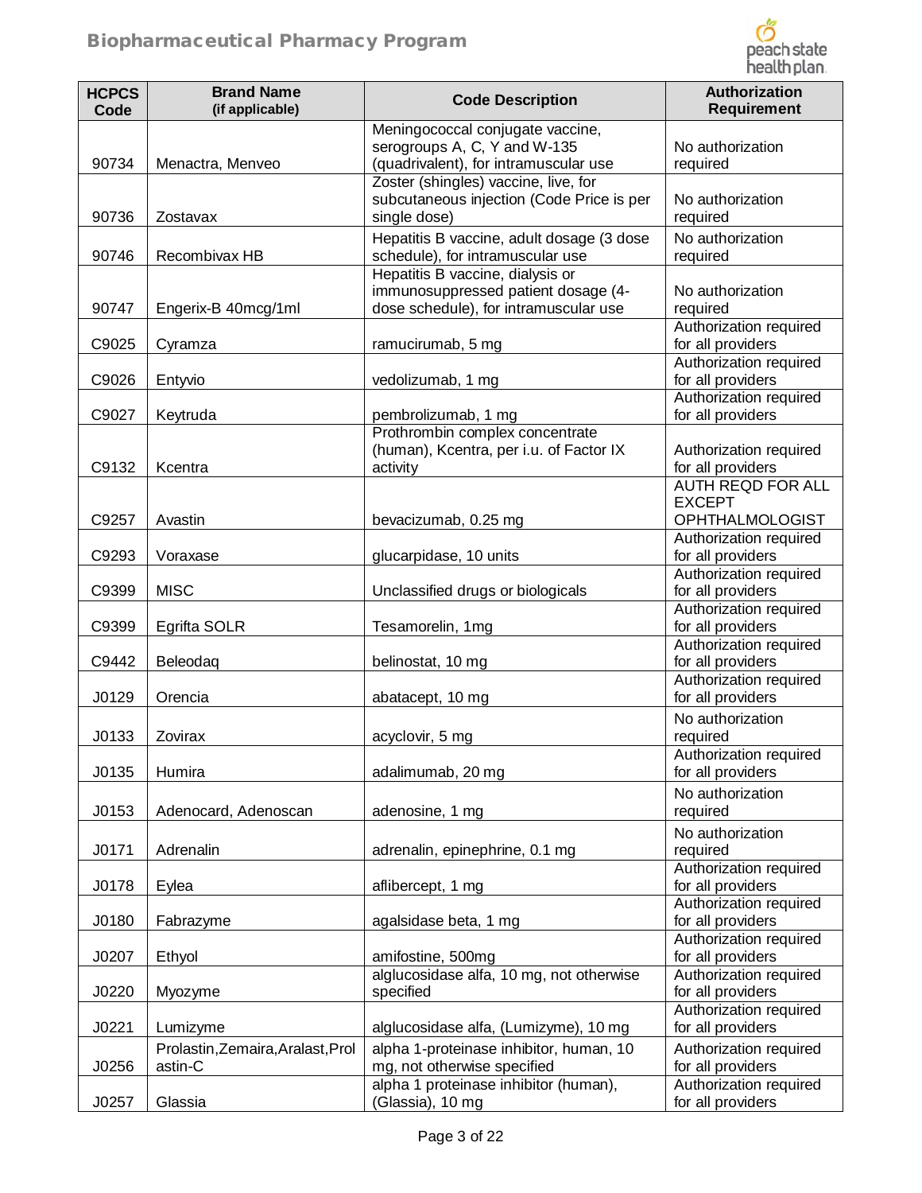| HCPCS Code | Brand Name (if applicable) | Code Description | Authorization Requirement |
|---|---|---|---|
| 90734 | Menactra, Menveo | Meningococcal conjugate vaccine, serogroups A, C, Y and W-135 (quadrivalent), for intramuscular use | No authorization required |
| 90736 | Zostavax | Zoster (shingles) vaccine, live, for subcutaneous injection (Code Price is per single dose) | No authorization required |
| 90746 | Recombivax HB | Hepatitis B vaccine, adult dosage (3 dose schedule), for intramuscular use | No authorization required |
| 90747 | Engerix-B 40mcg/1ml | Hepatitis B vaccine, dialysis or immunosuppressed patient dosage (4-dose schedule), for intramuscular use | No authorization required |
| C9025 | Cyramza | ramucirumab, 5 mg | Authorization required for all providers |
| C9026 | Entyvio | vedolizumab, 1 mg | Authorization required for all providers |
| C9027 | Keytruda | pembrolizumab, 1 mg | Authorization required for all providers |
| C9132 | Kcentra | Prothrombin complex concentrate (human), Kcentra, per i.u. of Factor IX activity | Authorization required for all providers |
| C9257 | Avastin | bevacizumab, 0.25 mg | AUTH REQD FOR ALL EXCEPT OPHTHALMOLOGIST |
| C9293 | Voraxase | glucarpidase, 10 units | Authorization required for all providers |
| C9399 | MISC | Unclassified drugs or biologicals | Authorization required for all providers |
| C9399 | Egrifta SOLR | Tesamorelin, 1mg | Authorization required for all providers |
| C9442 | Beleodaq | belinostat, 10 mg | Authorization required for all providers |
| J0129 | Orencia | abatacept, 10 mg | Authorization required for all providers |
| J0133 | Zovirax | acyclovir, 5 mg | No authorization required |
| J0135 | Humira | adalimumab, 20 mg | Authorization required for all providers |
| J0153 | Adenocard, Adenoscan | adenosine, 1 mg | No authorization required |
| J0171 | Adrenalin | adrenalin, epinephrine, 0.1 mg | No authorization required |
| J0178 | Eylea | aflibercept, 1 mg | Authorization required for all providers |
| J0180 | Fabrazyme | agalsidase beta, 1 mg | Authorization required for all providers |
| J0207 | Ethyol | amifostine, 500mg | Authorization required for all providers |
| J0220 | Myozyme | alglucosidase alfa, 10 mg, not otherwise specified | Authorization required for all providers |
| J0221 | Lumizyme | alglucosidase alfa, (Lumizyme), 10 mg | Authorization required for all providers |
| J0256 | Prolastin,Zemaira,Aralast,Prolastin-C | alpha 1-proteinase inhibitor, human, 10 mg, not otherwise specified | Authorization required for all providers |
| J0257 | Glassia | alpha 1 proteinase inhibitor (human), (Glassia), 10 mg | Authorization required for all providers |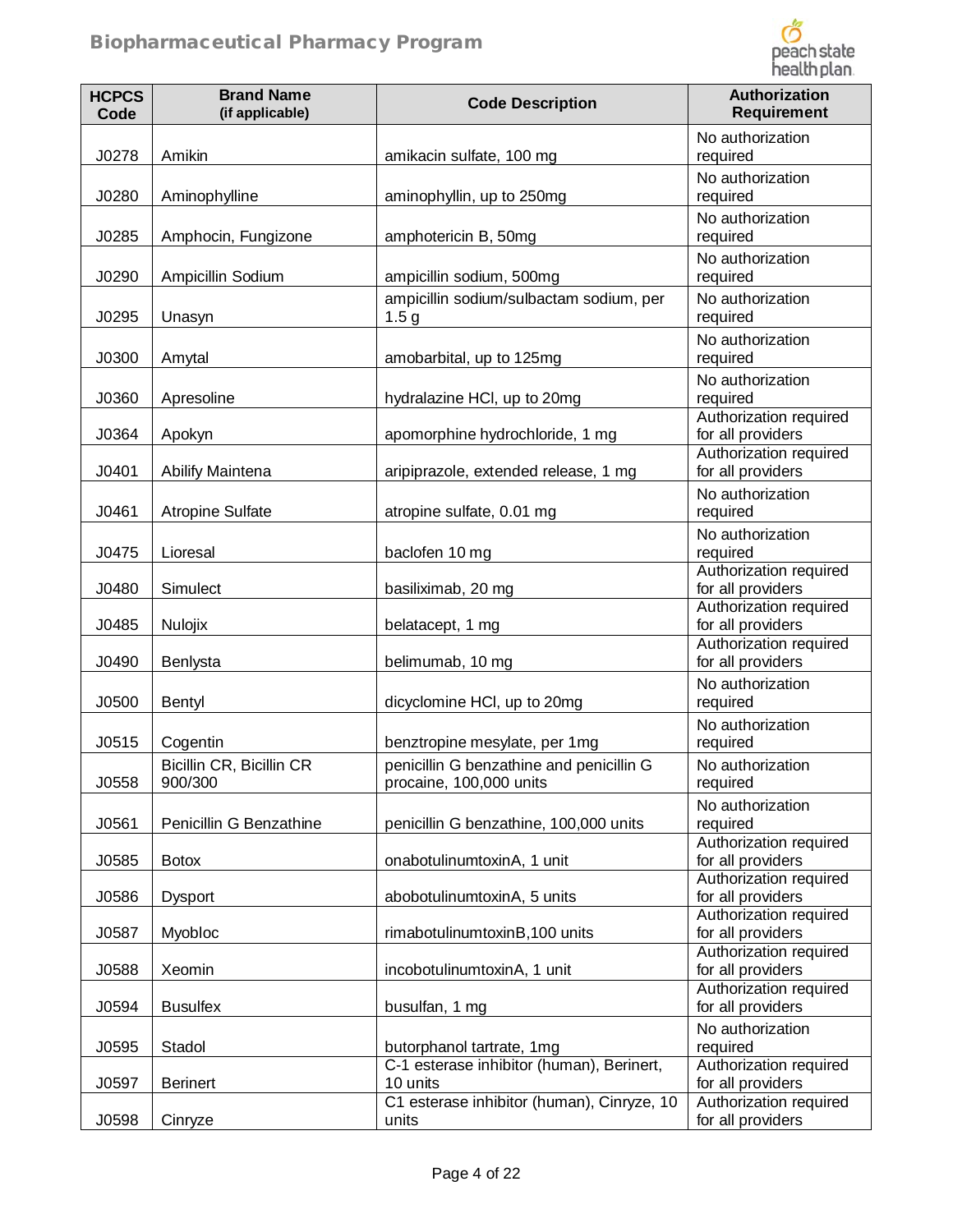| HCPCS Code | Brand Name (if applicable) | Code Description | Authorization Requirement |
|---|---|---|---|
| J0278 | Amikin | amikacin sulfate, 100 mg | No authorization required |
| J0280 | Aminophylline | aminophyllin, up to 250mg | No authorization required |
| J0285 | Amphocin, Fungizone | amphotericin B, 50mg | No authorization required |
| J0290 | Ampicillin Sodium | ampicillin sodium, 500mg | No authorization required |
| J0295 | Unasyn | ampicillin sodium/sulbactam sodium, per 1.5 g | No authorization required |
| J0300 | Amytal | amobarbital, up to 125mg | No authorization required |
| J0360 | Apresoline | hydralazine HCl, up to 20mg | No authorization required |
| J0364 | Apokyn | apomorphine hydrochloride, 1 mg | Authorization required for all providers |
| J0401 | Abilify Maintena | aripiprazole, extended release, 1 mg | Authorization required for all providers |
| J0461 | Atropine Sulfate | atropine sulfate, 0.01 mg | No authorization required |
| J0475 | Lioresal | baclofen 10 mg | No authorization required |
| J0480 | Simulect | basiliximab, 20 mg | Authorization required for all providers |
| J0485 | Nulojix | belatacept, 1 mg | Authorization required for all providers |
| J0490 | Benlysta | belimumab, 10 mg | Authorization required for all providers |
| J0500 | Bentyl | dicyclomine HCl, up to 20mg | No authorization required |
| J0515 | Cogentin | benztropine mesylate, per 1mg | No authorization required |
| J0558 | Bicillin CR, Bicillin CR 900/300 | penicillin G benzathine and penicillin G procaine, 100,000 units | No authorization required |
| J0561 | Penicillin G Benzathine | penicillin G benzathine, 100,000 units | No authorization required |
| J0585 | Botox | onabotulinumtoxinA, 1 unit | Authorization required for all providers |
| J0586 | Dysport | abobotulinumtoxinA, 5 units | Authorization required for all providers |
| J0587 | Myobloc | rimabotulinumtoxinB,100 units | Authorization required for all providers |
| J0588 | Xeomin | incobotulinumtoxinA, 1 unit | Authorization required for all providers |
| J0594 | Busulfex | busulfan, 1 mg | Authorization required for all providers |
| J0595 | Stadol | butorphanol tartrate, 1mg | No authorization required |
| J0597 | Berinert | C-1 esterase inhibitor (human), Berinert, 10 units | Authorization required for all providers |
| J0598 | Cinryze | C1 esterase inhibitor (human), Cinryze, 10 units | Authorization required for all providers |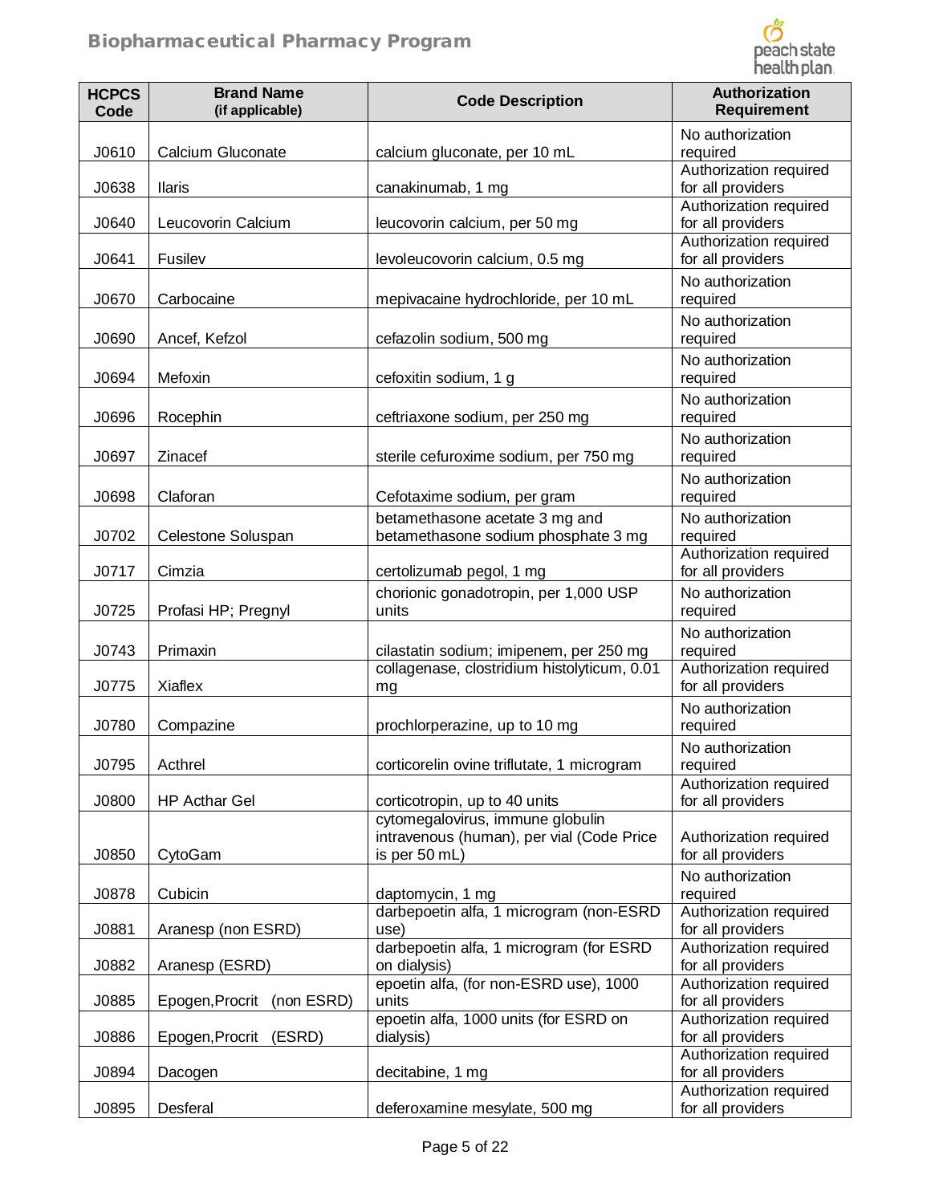| HCPCS Code | Brand Name (if applicable) | Code Description | Authorization Requirement |
|---|---|---|---|
| J0610 | Calcium Gluconate | calcium gluconate, per 10 mL | No authorization required |
| J0638 | Ilaris | canakinumab, 1 mg | Authorization required for all providers |
| J0640 | Leucovorin Calcium | leucovorin calcium, per 50 mg | Authorization required for all providers |
| J0641 | Fusilev | levoleucovorin calcium, 0.5 mg | Authorization required for all providers |
| J0670 | Carbocaine | mepivacaine hydrochloride, per 10 mL | No authorization required |
| J0690 | Ancef, Kefzol | cefazolin sodium, 500 mg | No authorization required |
| J0694 | Mefoxin | cefoxitin sodium, 1 g | No authorization required |
| J0696 | Rocephin | ceftriaxone sodium, per 250 mg | No authorization required |
| J0697 | Zinacef | sterile cefuroxime sodium, per 750 mg | No authorization required |
| J0698 | Claforan | Cefotaxime sodium, per gram | No authorization required |
| J0702 | Celestone Soluspan | betamethasone acetate 3 mg and betamethasone sodium phosphate 3 mg | No authorization required |
| J0717 | Cimzia | certolizumab pegol, 1 mg | Authorization required for all providers |
| J0725 | Profasi HP; Pregnyl | chorionic gonadotropin, per 1,000 USP units | No authorization required |
| J0743 | Primaxin | cilastatin sodium; imipenem, per 250 mg | No authorization required |
| J0775 | Xiaflex | collagenase, clostridium histolyticum, 0.01 mg | Authorization required for all providers |
| J0780 | Compazine | prochlorperazine, up to 10 mg | No authorization required |
| J0795 | Acthrel | corticorelin ovine triflutate, 1 microgram | No authorization required |
| J0800 | HP Acthar Gel | corticotropin, up to 40 units | Authorization required for all providers |
| J0850 | CytoGam | cytomegalovirus, immune globulin intravenous (human), per vial (Code Price is per 50 mL) | Authorization required for all providers |
| J0878 | Cubicin | daptomycin, 1 mg | No authorization required |
| J0881 | Aranesp (non ESRD) | darbepoetin alfa, 1 microgram (non-ESRD use) | Authorization required for all providers |
| J0882 | Aranesp (ESRD) | darbepoetin alfa, 1 microgram (for ESRD on dialysis) | Authorization required for all providers |
| J0885 | Epogen,Procrit (non ESRD) | epoetin alfa, (for non-ESRD use), 1000 units | Authorization required for all providers |
| J0886 | Epogen,Procrit (ESRD) | epoetin alfa, 1000 units (for ESRD on dialysis) | Authorization required for all providers |
| J0894 | Dacogen | decitabine, 1 mg | Authorization required for all providers |
| J0895 | Desferal | deferoxamine mesylate, 500 mg | Authorization required for all providers |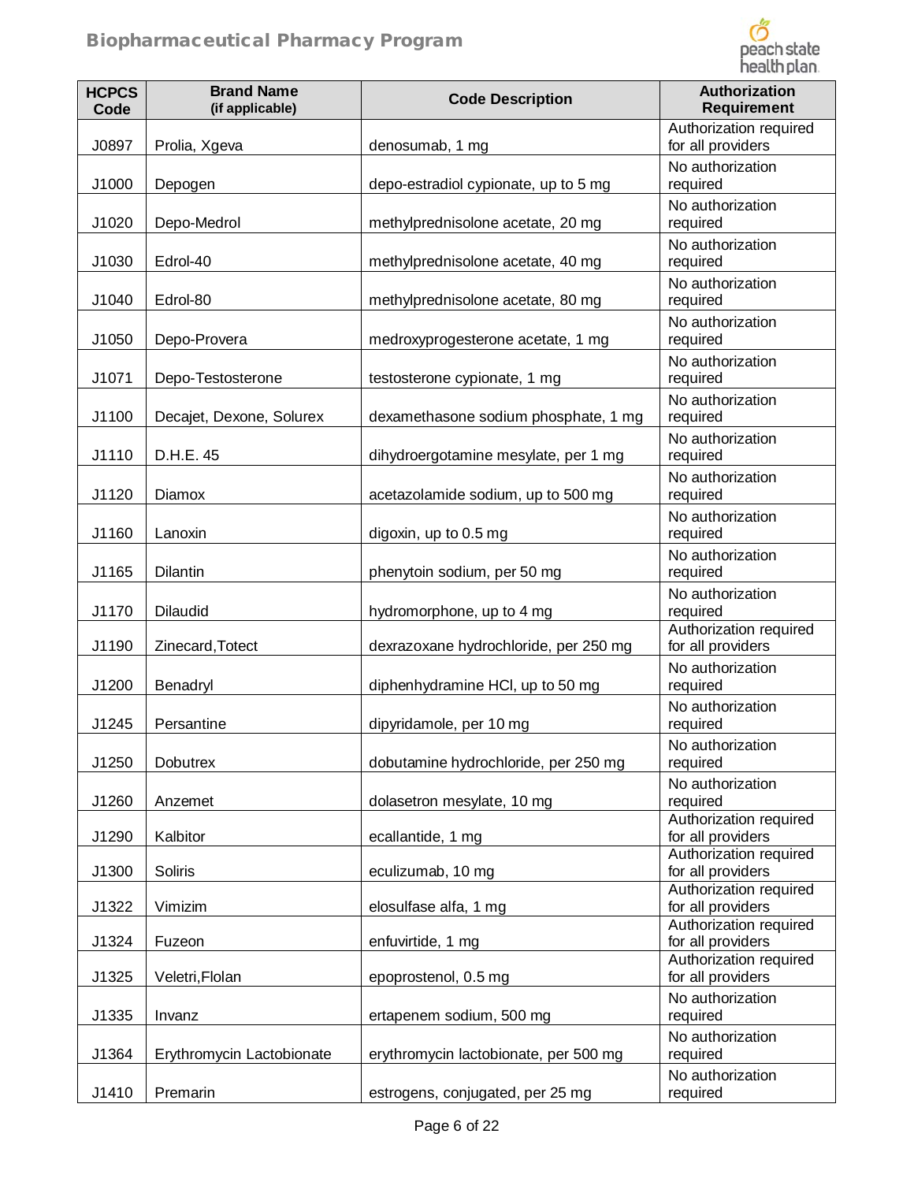| HCPCS Code | Brand Name (if applicable) | Code Description | Authorization Requirement |
|---|---|---|---|
| J0897 | Prolia, Xgeva | denosumab, 1 mg | Authorization required for all providers |
| J1000 | Depogen | depo-estradiol cypionate, up to 5 mg | No authorization required |
| J1020 | Depo-Medrol | methylprednisolone acetate, 20 mg | No authorization required |
| J1030 | Edrol-40 | methylprednisolone acetate, 40 mg | No authorization required |
| J1040 | Edrol-80 | methylprednisolone acetate, 80 mg | No authorization required |
| J1050 | Depo-Provera | medroxyprogesterone acetate, 1 mg | No authorization required |
| J1071 | Depo-Testosterone | testosterone cypionate, 1 mg | No authorization required |
| J1100 | Decajet, Dexone, Solurex | dexamethasone sodium phosphate, 1 mg | No authorization required |
| J1110 | D.H.E. 45 | dihydroergotamine mesylate, per 1 mg | No authorization required |
| J1120 | Diamox | acetazolamide sodium, up to 500 mg | No authorization required |
| J1160 | Lanoxin | digoxin, up to 0.5 mg | No authorization required |
| J1165 | Dilantin | phenytoin sodium, per 50 mg | No authorization required |
| J1170 | Dilaudid | hydromorphone, up to 4 mg | No authorization required |
| J1190 | Zinecard,Totect | dexrazoxane hydrochloride, per 250 mg | Authorization required for all providers |
| J1200 | Benadryl | diphenhydramine HCl, up to 50 mg | No authorization required |
| J1245 | Persantine | dipyridamole, per 10 mg | No authorization required |
| J1250 | Dobutrex | dobutamine hydrochloride, per 250 mg | No authorization required |
| J1260 | Anzemet | dolasetron mesylate, 10 mg | No authorization required |
| J1290 | Kalbitor | ecallantide, 1 mg | Authorization required for all providers |
| J1300 | Soliris | eculizumab, 10 mg | Authorization required for all providers |
| J1322 | Vimizim | elosulfase alfa, 1 mg | Authorization required for all providers |
| J1324 | Fuzeon | enfuvirtide, 1 mg | Authorization required for all providers |
| J1325 | Veletri,Flolan | epoprostenol, 0.5 mg | Authorization required for all providers |
| J1335 | Invanz | ertapenem sodium, 500 mg | No authorization required |
| J1364 | Erythromycin Lactobionate | erythromycin lactobionate, per 500 mg | No authorization required |
| J1410 | Premarin | estrogens, conjugated, per 25 mg | No authorization required |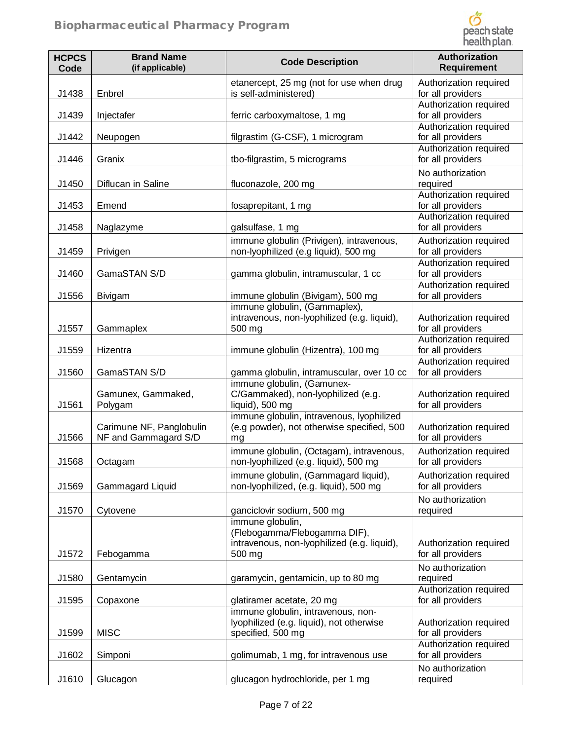| HCPCS Code | Brand Name (if applicable) | Code Description | Authorization Requirement |
|---|---|---|---|
| J1438 | Enbrel | etanercept, 25 mg (not for use when drug is self-administered) | Authorization required for all providers |
| J1439 | Injectafer | ferric carboxymaltose, 1 mg | Authorization required for all providers |
| J1442 | Neupogen | filgrastim (G-CSF), 1 microgram | Authorization required for all providers |
| J1446 | Granix | tbo-filgrastim, 5 micrograms | Authorization required for all providers |
| J1450 | Diflucan in Saline | fluconazole, 200 mg | No authorization required |
| J1453 | Emend | fosaprepitant, 1 mg | Authorization required for all providers |
| J1458 | Naglazyme | galsulfase, 1 mg | Authorization required for all providers |
| J1459 | Privigen | immune globulin (Privigen), intravenous, non-lyophilized (e.g liquid), 500 mg | Authorization required for all providers |
| J1460 | GamaSTAN S/D | gamma globulin, intramuscular, 1 cc | Authorization required for all providers |
| J1556 | Bivigam | immune globulin (Bivigam), 500 mg | Authorization required for all providers |
| J1557 | Gammaplex | immune globulin, (Gammaplex), intravenous, non-lyophilized (e.g. liquid), 500 mg | Authorization required for all providers |
| J1559 | Hizentra | immune globulin (Hizentra), 100 mg | Authorization required for all providers |
| J1560 | GamaSTAN S/D | gamma globulin, intramuscular, over 10 cc | Authorization required for all providers |
| J1561 | Gamunex, Gammaked, Polygam | immune globulin, (Gamunex-C/Gammaked), non-lyophilized (e.g. liquid), 500 mg | Authorization required for all providers |
| J1566 | Carimune NF, Panglobulin NF and Gammagard S/D | immune globulin, intravenous, lyophilized (e.g powder), not otherwise specified, 500 mg | Authorization required for all providers |
| J1568 | Octagam | immune globulin, (Octagam), intravenous, non-lyophilized (e.g. liquid), 500 mg | Authorization required for all providers |
| J1569 | Gammagard Liquid | immune globulin, (Gammagard liquid), non-lyophilized, (e.g. liquid), 500 mg | Authorization required for all providers |
| J1570 | Cytovene | ganciclovir sodium, 500 mg | No authorization required |
| J1572 | Febogamma | immune globulin, (Flebogamma/Flebogamma DIF), intravenous, non-lyophilized (e.g. liquid), 500 mg | Authorization required for all providers |
| J1580 | Gentamycin | garamycin, gentamicin, up to 80 mg | No authorization required |
| J1595 | Copaxone | glatiramer acetate, 20 mg | Authorization required for all providers |
| J1599 | MISC | immune globulin, intravenous, non-lyophilized (e.g. liquid), not otherwise specified, 500 mg | Authorization required for all providers |
| J1602 | Simponi | golimumab, 1 mg, for intravenous use | Authorization required for all providers |
| J1610 | Glucagon | glucagon hydrochloride, per 1 mg | No authorization required |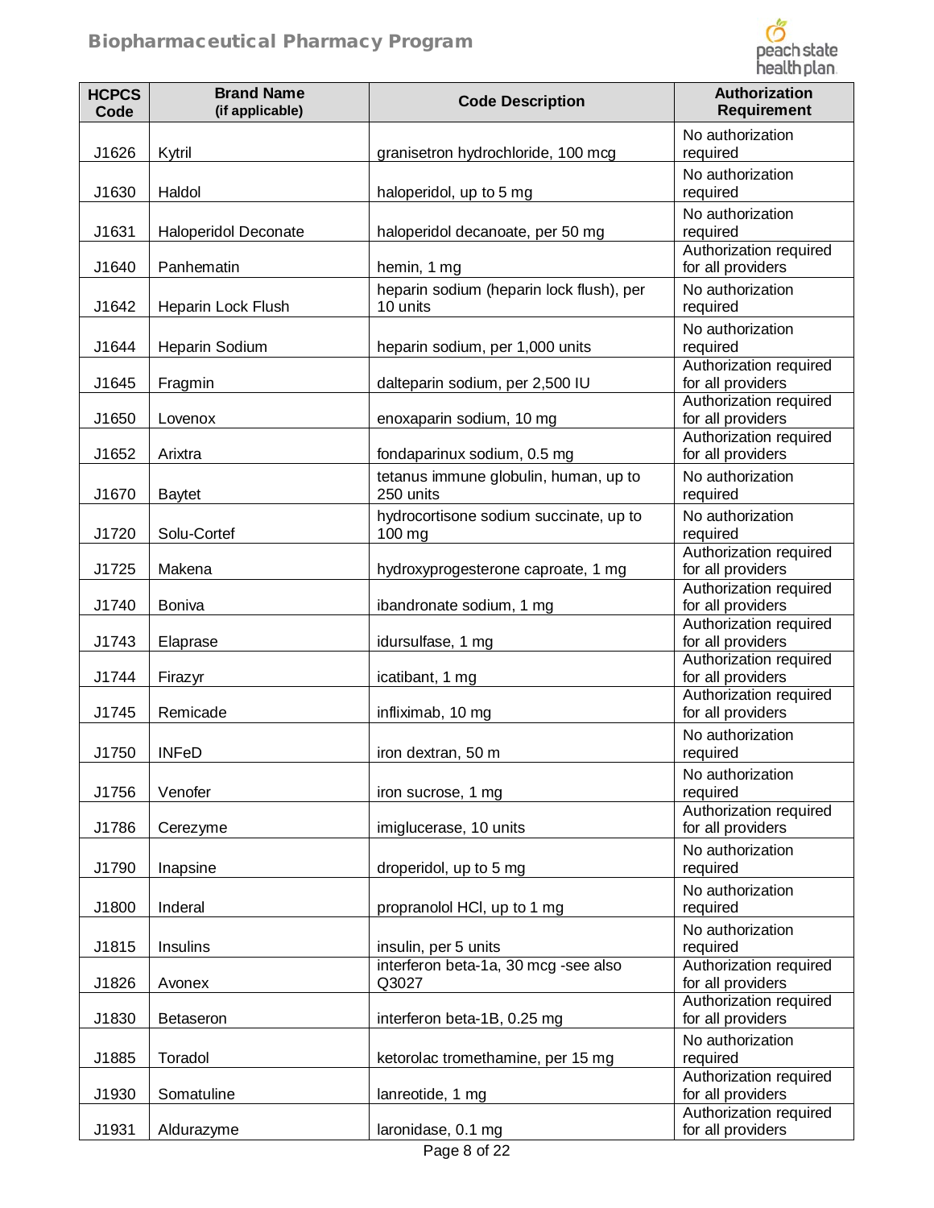| HCPCS Code | Brand Name (if applicable) | Code Description | Authorization Requirement |
|---|---|---|---|
| J1626 | Kytril | granisetron hydrochloride, 100 mcg | No authorization required |
| J1630 | Haldol | haloperidol, up to 5 mg | No authorization required |
| J1631 | Haloperidol Deconate | haloperidol decanoate, per 50 mg | No authorization required |
| J1640 | Panhematin | hemin, 1 mg | Authorization required for all providers |
| J1642 | Heparin Lock Flush | heparin sodium (heparin lock flush), per 10 units | No authorization required |
| J1644 | Heparin Sodium | heparin sodium, per 1,000 units | No authorization required |
| J1645 | Fragmin | dalteparin sodium, per 2,500 IU | Authorization required for all providers |
| J1650 | Lovenox | enoxaparin sodium, 10 mg | Authorization required for all providers |
| J1652 | Arixtra | fondaparinux sodium, 0.5 mg | Authorization required for all providers |
| J1670 | Baytet | tetanus immune globulin, human, up to 250 units | No authorization required |
| J1720 | Solu-Cortef | hydrocortisone sodium succinate, up to 100 mg | No authorization required |
| J1725 | Makena | hydroxyprogesterone caproate, 1 mg | Authorization required for all providers |
| J1740 | Boniva | ibandronate sodium, 1 mg | Authorization required for all providers |
| J1743 | Elaprase | idursulfase, 1 mg | Authorization required for all providers |
| J1744 | Firazyr | icatibant, 1 mg | Authorization required for all providers |
| J1745 | Remicade | infliximab, 10 mg | Authorization required for all providers |
| J1750 | INFeD | iron dextran, 50 m | No authorization required |
| J1756 | Venofer | iron sucrose, 1 mg | No authorization required |
| J1786 | Cerezyme | imiglucerase, 10 units | Authorization required for all providers |
| J1790 | Inapsine | droperidol, up to 5 mg | No authorization required |
| J1800 | Inderal | propranolol HCl, up to 1 mg | No authorization required |
| J1815 | Insulins | insulin, per 5 units | No authorization required |
| J1826 | Avonex | interferon beta-1a, 30 mcg -see also Q3027 | Authorization required for all providers |
| J1830 | Betaseron | interferon beta-1B, 0.25 mg | Authorization required for all providers |
| J1885 | Toradol | ketorolac tromethamine, per 15 mg | No authorization required |
| J1930 | Somatuline | lanreotide, 1 mg | Authorization required for all providers |
| J1931 | Aldurazyme | laronidase, 0.1 mg | Authorization required for all providers |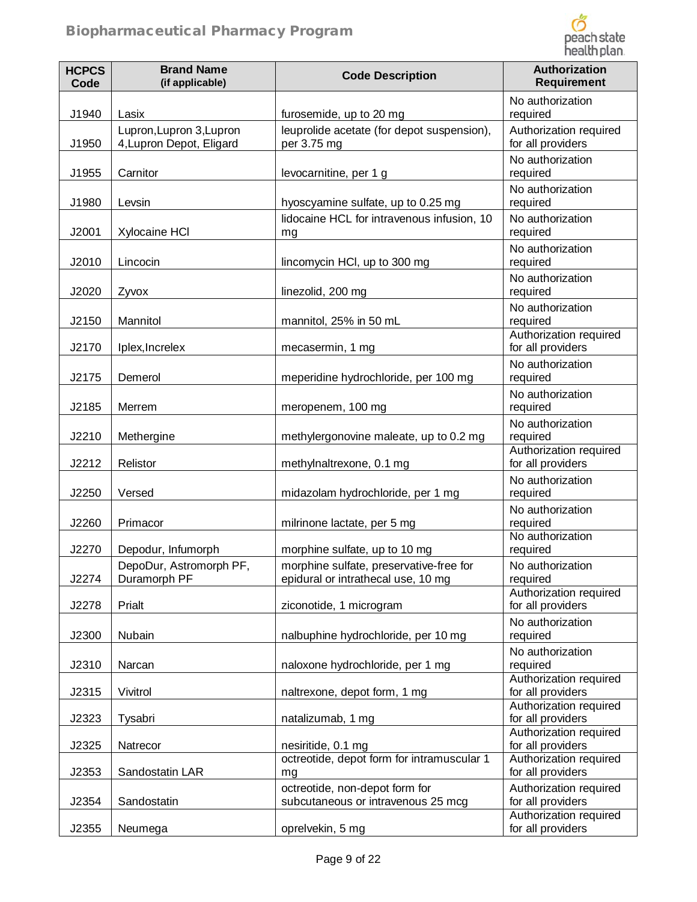| HCPCS Code | Brand Name (if applicable) | Code Description | Authorization Requirement |
|---|---|---|---|
| J1940 | Lasix | furosemide, up to 20 mg | No authorization required |
| J1950 | Lupron,Lupron 3,Lupron 4,Lupron Depot, Eligard | leuprolide acetate (for depot suspension), per 3.75 mg | Authorization required for all providers |
| J1955 | Carnitor | levocarnitine, per 1 g | No authorization required |
| J1980 | Levsin | hyoscyamine sulfate, up to 0.25 mg | No authorization required |
| J2001 | Xylocaine HCl | lidocaine HCL for intravenous infusion, 10 mg | No authorization required |
| J2010 | Lincocin | lincomycin HCl, up to 300 mg | No authorization required |
| J2020 | Zyvox | linezolid, 200 mg | No authorization required |
| J2150 | Mannitol | mannitol, 25% in 50 mL | No authorization required |
| J2170 | Iplex,Increlex | mecasermin, 1 mg | Authorization required for all providers |
| J2175 | Demerol | meperidine hydrochloride, per 100 mg | No authorization required |
| J2185 | Merrem | meropenem, 100 mg | No authorization required |
| J2210 | Methergine | methylergonovine maleate, up to 0.2 mg | No authorization required |
| J2212 | Relistor | methylnaltrexone, 0.1 mg | Authorization required for all providers |
| J2250 | Versed | midazolam hydrochloride, per 1 mg | No authorization required |
| J2260 | Primacor | milrinone lactate, per 5 mg | No authorization required |
| J2270 | Depodur, Infumorph | morphine sulfate, up to 10 mg | No authorization required |
| J2274 | DepoDur, Astromorph PF, Duramorph PF | morphine sulfate, preservative-free for epidural or intrathecal use, 10 mg | No authorization required |
| J2278 | Prialt | ziconotide, 1 microgram | Authorization required for all providers |
| J2300 | Nubain | nalbuphine hydrochloride, per 10 mg | No authorization required |
| J2310 | Narcan | naloxone hydrochloride, per 1 mg | No authorization required |
| J2315 | Vivitrol | naltrexone, depot form, 1 mg | Authorization required for all providers |
| J2323 | Tysabri | natalizumab, 1 mg | Authorization required for all providers |
| J2325 | Natrecor | nesiritide, 0.1 mg | Authorization required for all providers |
| J2353 | Sandostatin LAR | octreotide, depot form for intramuscular 1 mg | Authorization required for all providers |
| J2354 | Sandostatin | octreotide, non-depot form for subcutaneous or intravenous 25 mcg | Authorization required for all providers |
| J2355 | Neumega | oprelvekin, 5 mg | Authorization required for all providers |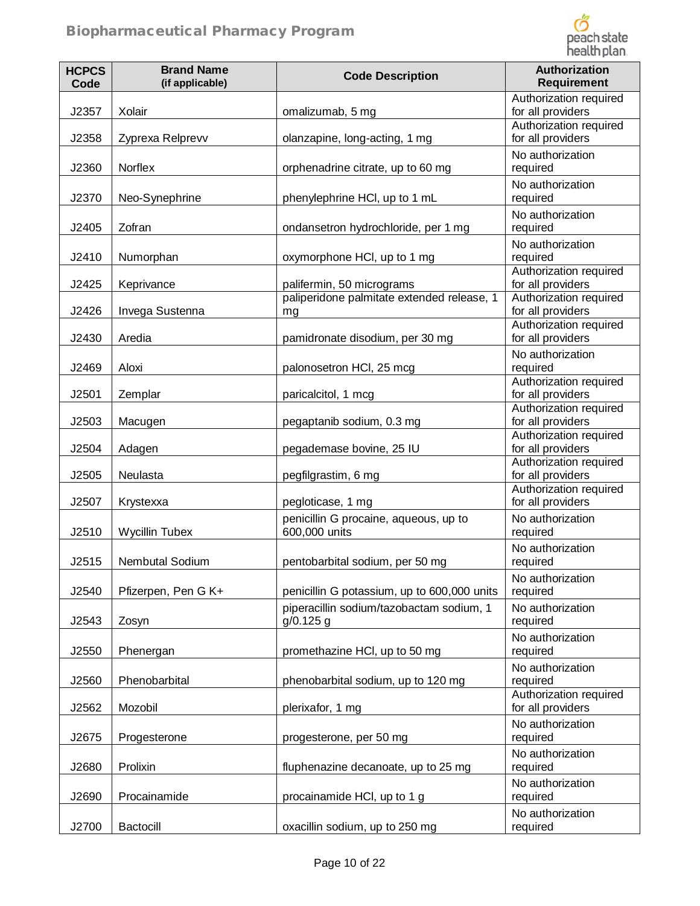| HCPCS Code | Brand Name (if applicable) | Code Description | Authorization Requirement |
|---|---|---|---|
| J2357 | Xolair | omalizumab, 5 mg | Authorization required for all providers |
| J2358 | Zyprexa Relprevv | olanzapine, long-acting, 1 mg | Authorization required for all providers |
| J2360 | Norflex | orphenadrine citrate, up to 60 mg | No authorization required |
| J2370 | Neo-Synephrine | phenylephrine HCl, up to 1 mL | No authorization required |
| J2405 | Zofran | ondansetron hydrochloride, per 1 mg | No authorization required |
| J2410 | Numorphan | oxymorphone HCl, up to 1 mg | No authorization required |
| J2425 | Keprivance | palifermin, 50 micrograms | Authorization required for all providers |
| J2426 | Invega Sustenna | paliperidone palmitate extended release, 1 mg | Authorization required for all providers |
| J2430 | Aredia | pamidronate disodium, per 30 mg | Authorization required for all providers |
| J2469 | Aloxi | palonosetron HCl, 25 mcg | No authorization required |
| J2501 | Zemplar | paricalcitol, 1 mcg | Authorization required for all providers |
| J2503 | Macugen | pegaptanib sodium, 0.3 mg | Authorization required for all providers |
| J2504 | Adagen | pegademase bovine, 25 IU | Authorization required for all providers |
| J2505 | Neulasta | pegfilgrastim, 6 mg | Authorization required for all providers |
| J2507 | Krystexxa | pegloticase, 1 mg | Authorization required for all providers |
| J2510 | Wycillin Tubex | penicillin G procaine, aqueous, up to 600,000 units | No authorization required |
| J2515 | Nembutal Sodium | pentobarbital sodium, per 50 mg | No authorization required |
| J2540 | Pfizerpen, Pen G K+ | penicillin G potassium, up to 600,000 units | No authorization required |
| J2543 | Zosyn | piperacillin sodium/tazobactam sodium, 1 g/0.125 g | No authorization required |
| J2550 | Phenergan | promethazine HCl, up to 50 mg | No authorization required |
| J2560 | Phenobarbital | phenobarbital sodium, up to 120 mg | No authorization required |
| J2562 | Mozobil | plerixafor, 1 mg | Authorization required for all providers |
| J2675 | Progesterone | progesterone, per 50 mg | No authorization required |
| J2680 | Prolixin | fluphenazine decanoate, up to 25 mg | No authorization required |
| J2690 | Procainamide | procainamide HCl, up to 1 g | No authorization required |
| J2700 | Bactocill | oxacillin sodium, up to 250 mg | No authorization required |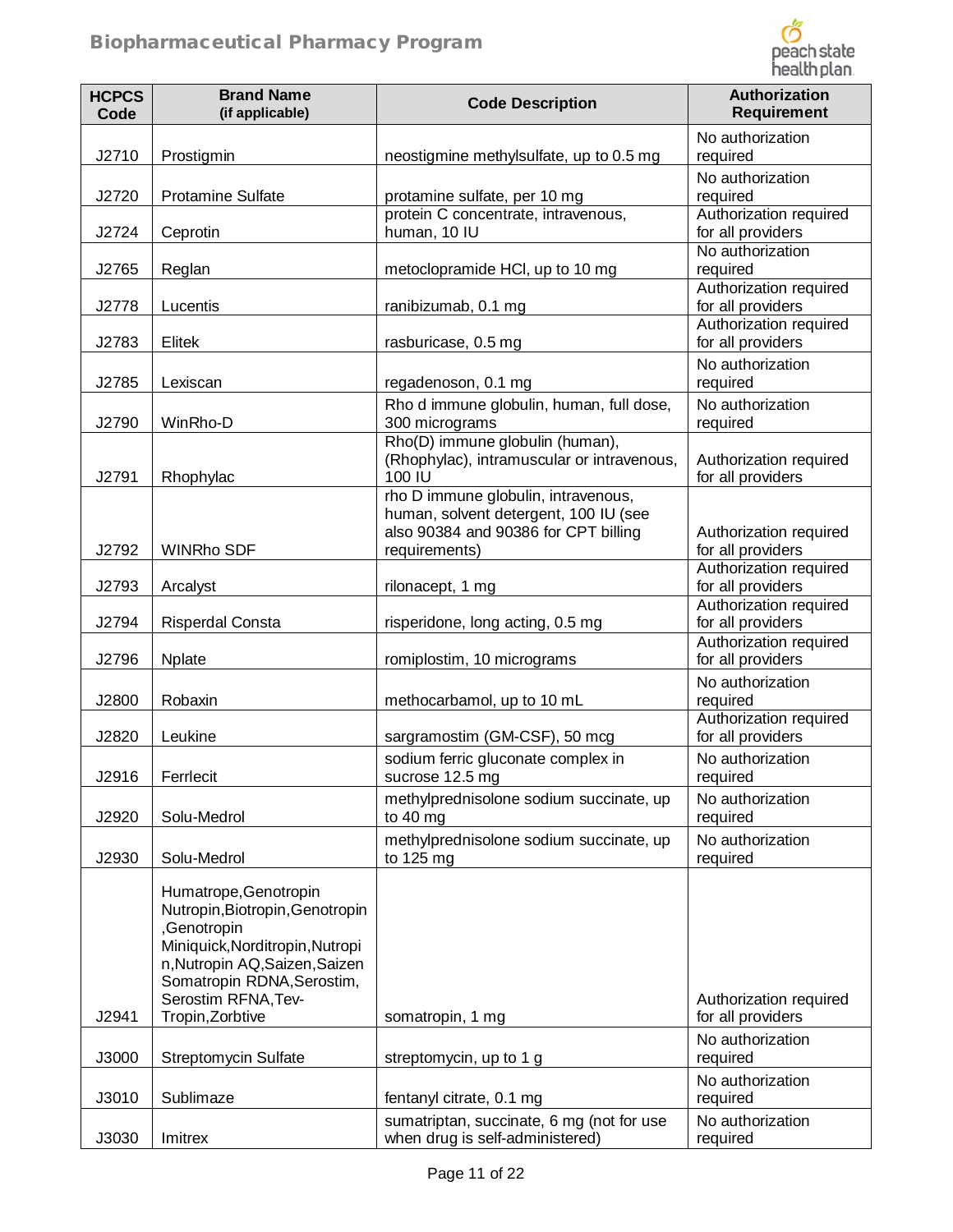| HCPCS Code | Brand Name (if applicable) | Code Description | Authorization Requirement |
|---|---|---|---|
| J2710 | Prostigmin | neostigmine methylsulfate, up to 0.5 mg | No authorization required |
| J2720 | Protamine Sulfate | protamine sulfate, per 10 mg | No authorization required |
| J2724 | Ceprotin | protein C concentrate, intravenous, human, 10 IU | Authorization required for all providers |
| J2765 | Reglan | metoclopramide HCl, up to 10 mg | No authorization required |
| J2778 | Lucentis | ranibizumab, 0.1 mg | Authorization required for all providers |
| J2783 | Elitek | rasburicase, 0.5 mg | Authorization required for all providers |
| J2785 | Lexiscan | regadenoson, 0.1 mg | No authorization required |
| J2790 | WinRho-D | Rho d immune globulin, human, full dose, 300 micrograms | No authorization required |
| J2791 | Rhophylac | Rho(D) immune globulin (human), (Rhophylac), intramuscular or intravenous, 100 IU | Authorization required for all providers |
| J2792 | WINRho SDF | rho D immune globulin, intravenous, human, solvent detergent, 100 IU (see also 90384 and 90386 for CPT billing requirements) | Authorization required for all providers |
| J2793 | Arcalyst | rilonacept, 1 mg | Authorization required for all providers |
| J2794 | Risperdal Consta | risperidone, long acting, 0.5 mg | Authorization required for all providers |
| J2796 | Nplate | romiplostim, 10 micrograms | Authorization required for all providers |
| J2800 | Robaxin | methocarbamol, up to 10 mL | No authorization required |
| J2820 | Leukine | sargramostim (GM-CSF), 50 mcg | Authorization required for all providers |
| J2916 | Ferrlecit | sodium ferric gluconate complex in sucrose 12.5 mg | No authorization required |
| J2920 | Solu-Medrol | methylprednisolone sodium succinate, up to 40 mg | No authorization required |
| J2930 | Solu-Medrol | methylprednisolone sodium succinate, up to 125 mg | No authorization required |
| J2941 | Humatrope,Genotropin Nutropin,Biotropin,Genotropin ,Genotropin Miniquick,Norditropin,Nutropin,Nutropin AQ,Saizen,Saizen Somatropin RDNA,Serostim, Serostim RFNA,Tev-Tropin,Zorbtive | somatropin, 1 mg | Authorization required for all providers |
| J3000 | Streptomycin Sulfate | streptomycin, up to 1 g | No authorization required |
| J3010 | Sublimaze | fentanyl citrate, 0.1 mg | No authorization required |
| J3030 | Imitrex | sumatriptan, succinate, 6 mg (not for use when drug is self-administered) | No authorization required |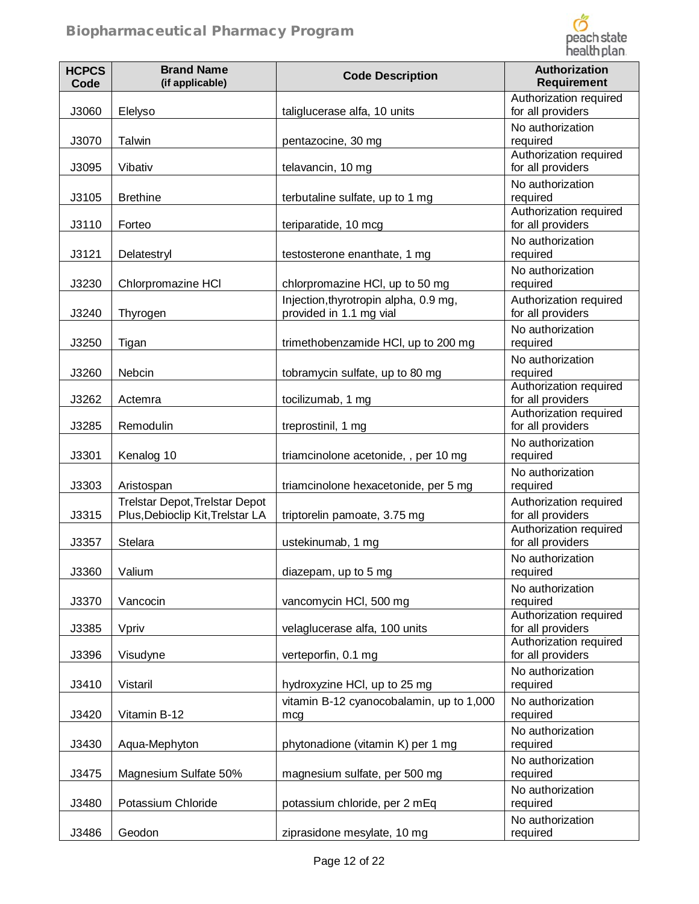| HCPCS Code | Brand Name (if applicable) | Code Description | Authorization Requirement |
|---|---|---|---|
| J3060 | Elelyso | taliglucerase alfa, 10 units | Authorization required for all providers |
| J3070 | Talwin | pentazocine, 30 mg | No authorization required |
| J3095 | Vibativ | telavancin, 10 mg | Authorization required for all providers |
| J3105 | Brethine | terbutaline sulfate, up to 1 mg | No authorization required |
| J3110 | Forteo | teriparatide, 10 mcg | Authorization required for all providers |
| J3121 | Delatestryl | testosterone enanthate, 1 mg | No authorization required |
| J3230 | Chlorpromazine HCl | chlorpromazine HCl, up to 50 mg | No authorization required |
| J3240 | Thyrogen | Injection,thyrotropin alpha, 0.9 mg, provided in 1.1 mg vial | Authorization required for all providers |
| J3250 | Tigan | trimethobenzamide HCl, up to 200 mg | No authorization required |
| J3260 | Nebcin | tobramycin sulfate, up to 80 mg | No authorization required |
| J3262 | Actemra | tocilizumab, 1 mg | Authorization required for all providers |
| J3285 | Remodulin | treprostinil, 1 mg | Authorization required for all providers |
| J3301 | Kenalog 10 | triamcinolone acetonide, , per 10 mg | No authorization required |
| J3303 | Aristospan | triamcinolone hexacetonide, per 5 mg | No authorization required |
| J3315 | Trelstar Depot,Trelstar Depot Plus,Debioclip Kit,Trelstar LA | triptorelin pamoate, 3.75 mg | Authorization required for all providers |
| J3357 | Stelara | ustekinumab, 1 mg | Authorization required for all providers |
| J3360 | Valium | diazepam, up to 5 mg | No authorization required |
| J3370 | Vancocin | vancomycin HCl, 500 mg | No authorization required |
| J3385 | Vpriv | velaglucerase alfa, 100 units | Authorization required for all providers |
| J3396 | Visudyne | verteporfin, 0.1 mg | Authorization required for all providers |
| J3410 | Vistaril | hydroxyzine HCl, up to 25 mg | No authorization required |
| J3420 | Vitamin B-12 | vitamin B-12 cyanocobalamin, up to 1,000 mcg | No authorization required |
| J3430 | Aqua-Mephyton | phytonadione (vitamin K) per 1 mg | No authorization required |
| J3475 | Magnesium Sulfate 50% | magnesium sulfate, per 500 mg | No authorization required |
| J3480 | Potassium Chloride | potassium chloride, per 2 mEq | No authorization required |
| J3486 | Geodon | ziprasidone mesylate, 10 mg | No authorization required |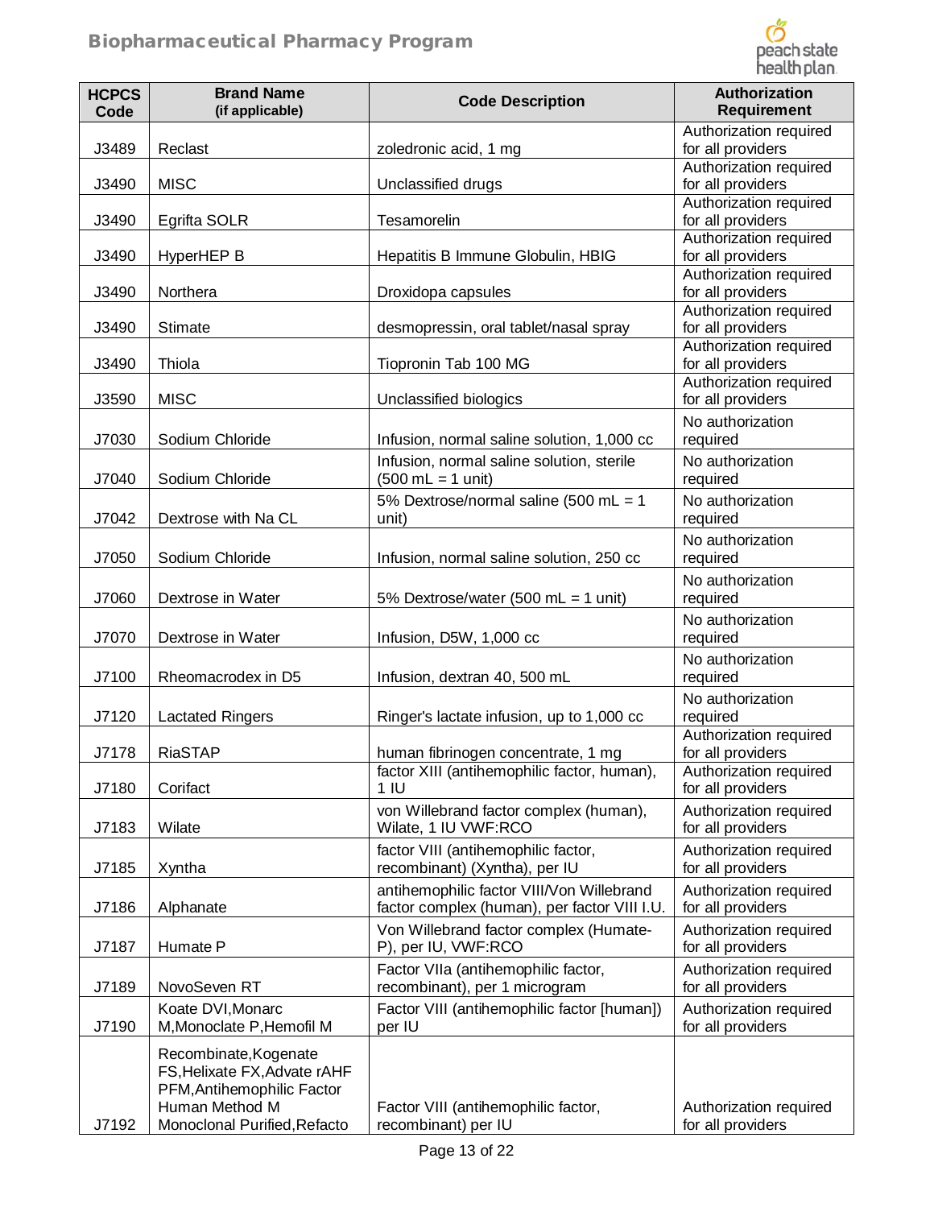| HCPCS Code | Brand Name (if applicable) | Code Description | Authorization Requirement |
|---|---|---|---|
| J3489 | Reclast | zoledronic acid, 1 mg | Authorization required for all providers |
| J3490 | MISC | Unclassified drugs | Authorization required for all providers |
| J3490 | Egrifta SOLR | Tesamorelin | Authorization required for all providers |
| J3490 | HyperHEP B | Hepatitis B Immune Globulin, HBIG | Authorization required for all providers |
| J3490 | Northera | Droxidopa capsules | Authorization required for all providers |
| J3490 | Stimate | desmopressin, oral tablet/nasal spray | Authorization required for all providers |
| J3490 | Thiola | Tiopronin Tab 100 MG | Authorization required for all providers |
| J3590 | MISC | Unclassified biologics | Authorization required for all providers |
| J7030 | Sodium Chloride | Infusion, normal saline solution, 1,000 cc | No authorization required |
| J7040 | Sodium Chloride | Infusion, normal saline solution, sterile (500 mL = 1 unit) | No authorization required |
| J7042 | Dextrose with Na CL | 5% Dextrose/normal saline (500 mL = 1 unit) | No authorization required |
| J7050 | Sodium Chloride | Infusion, normal saline solution, 250 cc | No authorization required |
| J7060 | Dextrose in Water | 5% Dextrose/water (500 mL = 1 unit) | No authorization required |
| J7070 | Dextrose in Water | Infusion, D5W, 1,000 cc | No authorization required |
| J7100 | Rheomacrodex in D5 | Infusion, dextran 40, 500 mL | No authorization required |
| J7120 | Lactated Ringers | Ringer's lactate infusion, up to 1,000 cc | No authorization required |
| J7178 | RiaSTAP | human fibrinogen concentrate, 1 mg | Authorization required for all providers |
| J7180 | Corifact | factor XIII (antihemophilic factor, human), 1 IU | Authorization required for all providers |
| J7183 | Wilate | von Willebrand factor complex (human), Wilate, 1 IU VWF:RCO | Authorization required for all providers |
| J7185 | Xyntha | factor VIII (antihemophilic factor, recombinant) (Xyntha), per IU | Authorization required for all providers |
| J7186 | Alphanate | antihemophilic factor VIII/Von Willebrand factor complex (human), per factor VIII I.U. | Authorization required for all providers |
| J7187 | Humate P | Von Willebrand factor complex (Humate-P), per IU, VWF:RCO | Authorization required for all providers |
| J7189 | NovoSeven RT | Factor VIIa (antihemophilic factor, recombinant), per 1 microgram | Authorization required for all providers |
| J7190 | Koate DVI,Monarc M,Monoclate P,Hemofil M | Factor VIII (antihemophilic factor [human]) per IU | Authorization required for all providers |
| J7192 | Recombinate,Kogenate FS,Helixate FX,Advate rAHF PFM,Antihemophilic Factor Human Method M Monoclonal Purified,Refacto | Factor VIII (antihemophilic factor, recombinant) per IU | Authorization required for all providers |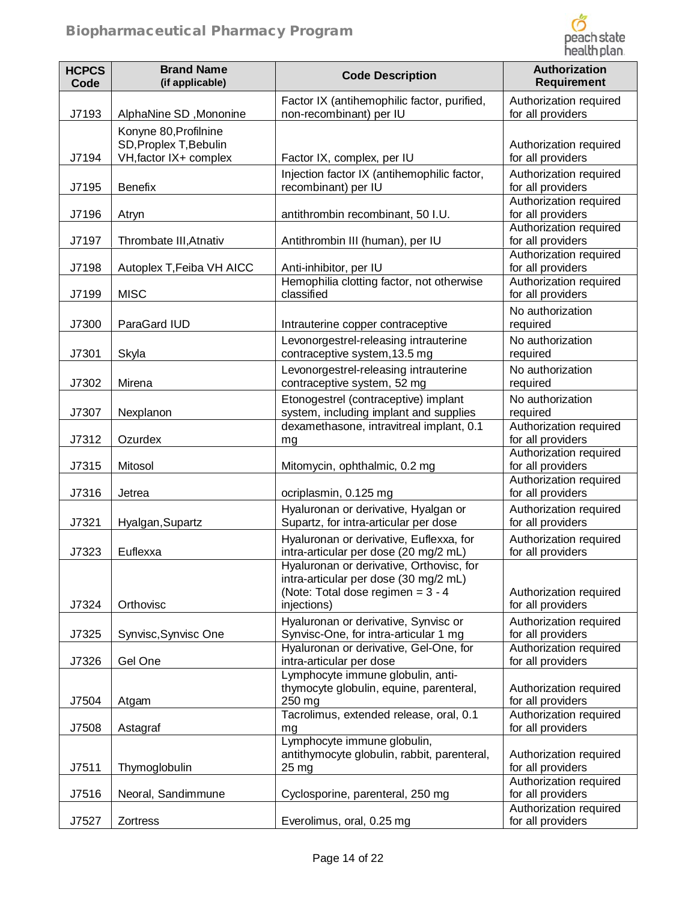| HCPCS Code | Brand Name (if applicable) | Code Description | Authorization Requirement |
|---|---|---|---|
| J7193 | AlphaNine SD ,Mononine | Factor IX (antihemophilic factor, purified, non-recombinant) per IU | Authorization required for all providers |
| J7194 | Konyne 80,Profilnine SD,Proplex T,Bebulin VH,factor IX+ complex | Factor IX, complex, per IU | Authorization required for all providers |
| J7195 | Benefix | Injection factor IX (antihemophilic factor, recombinant) per IU | Authorization required for all providers |
| J7196 | Atryn | antithrombin recombinant, 50 I.U. | Authorization required for all providers |
| J7197 | Thrombate III,Atnativ | Antithrombin III (human), per IU | Authorization required for all providers |
| J7198 | Autoplex T,Feiba VH AICC | Anti-inhibitor, per IU | Authorization required for all providers |
| J7199 | MISC | Hemophilia clotting factor, not otherwise classified | Authorization required for all providers |
| J7300 | ParaGard IUD | Intrauterine copper contraceptive | No authorization required |
| J7301 | Skyla | Levonorgestrel-releasing intrauterine contraceptive system,13.5 mg | No authorization required |
| J7302 | Mirena | Levonorgestrel-releasing intrauterine contraceptive system, 52 mg | No authorization required |
| J7307 | Nexplanon | Etonogestrel (contraceptive) implant system, including implant and supplies | No authorization required |
| J7312 | Ozurdex | dexamethasone, intravitreal implant, 0.1 mg | Authorization required for all providers |
| J7315 | Mitosol | Mitomycin, ophthalmic, 0.2 mg | Authorization required for all providers |
| J7316 | Jetrea | ocriplasmin, 0.125 mg | Authorization required for all providers |
| J7321 | Hyalgan,Supartz | Hyaluronan or derivative, Hyalgan or Supartz, for intra-articular per dose | Authorization required for all providers |
| J7323 | Euflexxa | Hyaluronan or derivative, Euflexxa, for intra-articular per dose (20 mg/2 mL) | Authorization required for all providers |
| J7324 | Orthovisc | Hyaluronan or derivative, Orthovisc, for intra-articular per dose (30 mg/2 mL) (Note: Total dose regimen = 3 - 4 injections) | Authorization required for all providers |
| J7325 | Synvisc,Synvisc One | Hyaluronan or derivative, Synvisc or Synvisc-One, for intra-articular 1 mg | Authorization required for all providers |
| J7326 | Gel One | Hyaluronan or derivative, Gel-One, for intra-articular per dose | Authorization required for all providers |
| J7504 | Atgam | Lymphocyte immune globulin, anti-thymocyte globulin, equine, parenteral, 250 mg | Authorization required for all providers |
| J7508 | Astagraf | Tacrolimus, extended release, oral, 0.1 mg | Authorization required for all providers |
| J7511 | Thymoglobulin | Lymphocyte immune globulin, antithymocyte globulin, rabbit, parenteral, 25 mg | Authorization required for all providers |
| J7516 | Neoral, Sandimmune | Cyclosporine, parenteral, 250 mg | Authorization required for all providers |
| J7527 | Zortress | Everolimus, oral, 0.25 mg | Authorization required for all providers |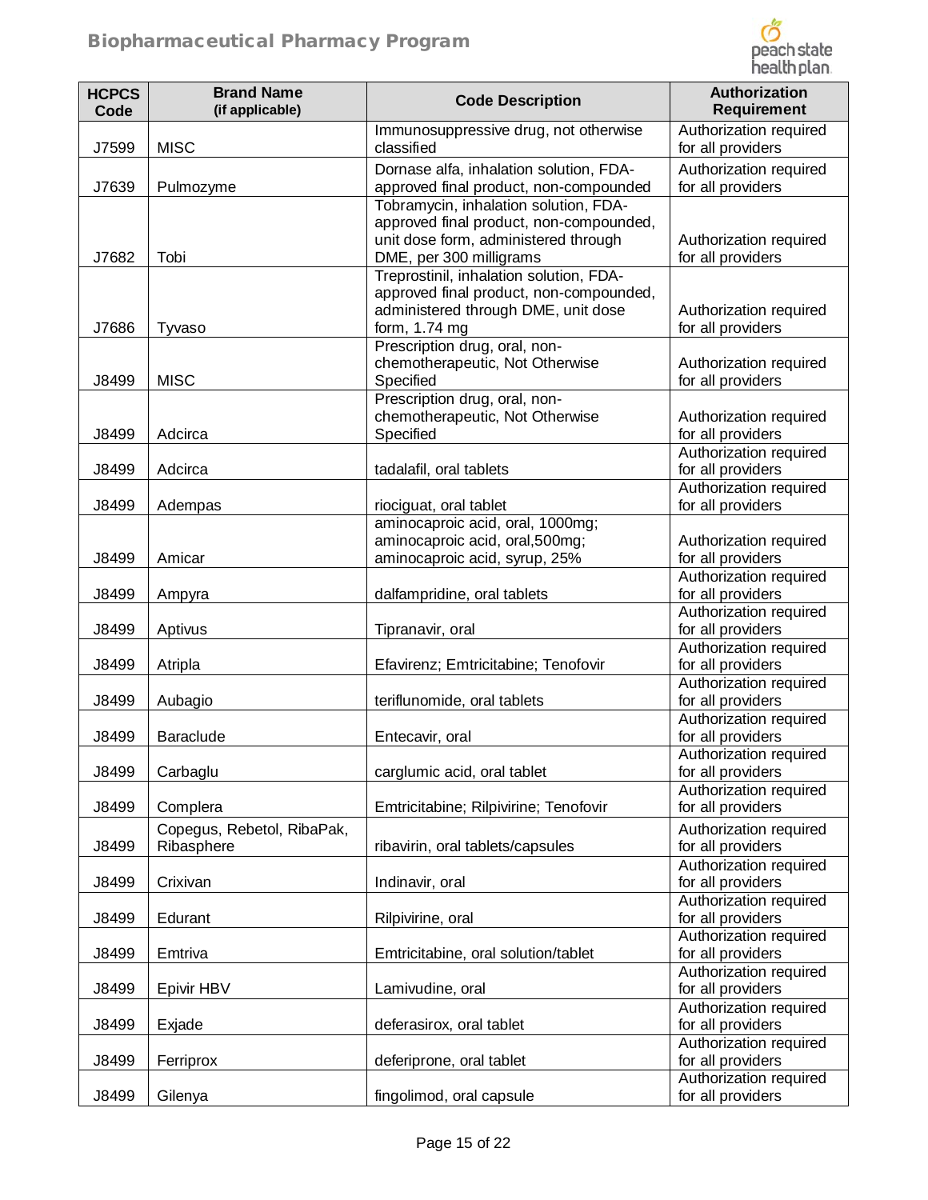| HCPCS Code | Brand Name (if applicable) | Code Description | Authorization Requirement |
|---|---|---|---|
| J7599 | MISC | Immunosuppressive drug, not otherwise classified | Authorization required for all providers |
| J7639 | Pulmozyme | Dornase alfa, inhalation solution, FDA-approved final product, non-compounded | Authorization required for all providers |
| J7682 | Tobi | Tobramycin, inhalation solution, FDA-approved final product, non-compounded, unit dose form, administered through DME, per 300 milligrams | Authorization required for all providers |
| J7686 | Tyvaso | Treprostinil, inhalation solution, FDA-approved final product, non-compounded, administered through DME, unit dose form, 1.74 mg | Authorization required for all providers |
| J8499 | MISC | Prescription drug, oral, non-chemotherapeutic, Not Otherwise Specified | Authorization required for all providers |
| J8499 | Adcirca | Prescription drug, oral, non-chemotherapeutic, Not Otherwise Specified | Authorization required for all providers |
| J8499 | Adcirca | tadalafil, oral tablets | Authorization required for all providers |
| J8499 | Adempas | riociguat, oral tablet | Authorization required for all providers |
| J8499 | Amicar | aminocaproic acid, oral, 1000mg; aminocaproic acid, oral,500mg; aminocaproic acid, syrup, 25% | Authorization required for all providers |
| J8499 | Ampyra | dalfampridine, oral tablets | Authorization required for all providers |
| J8499 | Aptivus | Tipranavir, oral | Authorization required for all providers |
| J8499 | Atripla | Efavirenz; Emtricitabine; Tenofovir | Authorization required for all providers |
| J8499 | Aubagio | teriflunomide, oral tablets | Authorization required for all providers |
| J8499 | Baraclude | Entecavir, oral | Authorization required for all providers |
| J8499 | Carbaglu | carglumic acid, oral tablet | Authorization required for all providers |
| J8499 | Complera | Emtricitabine; Rilpivirine; Tenofovir | Authorization required for all providers |
| J8499 | Copegus, Rebetol, RibaPak, Ribasphere | ribavirin, oral tablets/capsules | Authorization required for all providers |
| J8499 | Crixivan | Indinavir, oral | Authorization required for all providers |
| J8499 | Edurant | Rilpivirine, oral | Authorization required for all providers |
| J8499 | Emtriva | Emtricitabine, oral solution/tablet | Authorization required for all providers |
| J8499 | Epivir HBV | Lamivudine, oral | Authorization required for all providers |
| J8499 | Exjade | deferasirox, oral tablet | Authorization required for all providers |
| J8499 | Ferriprox | deferiprone, oral tablet | Authorization required for all providers |
| J8499 | Gilenya | fingolimod, oral capsule | Authorization required for all providers |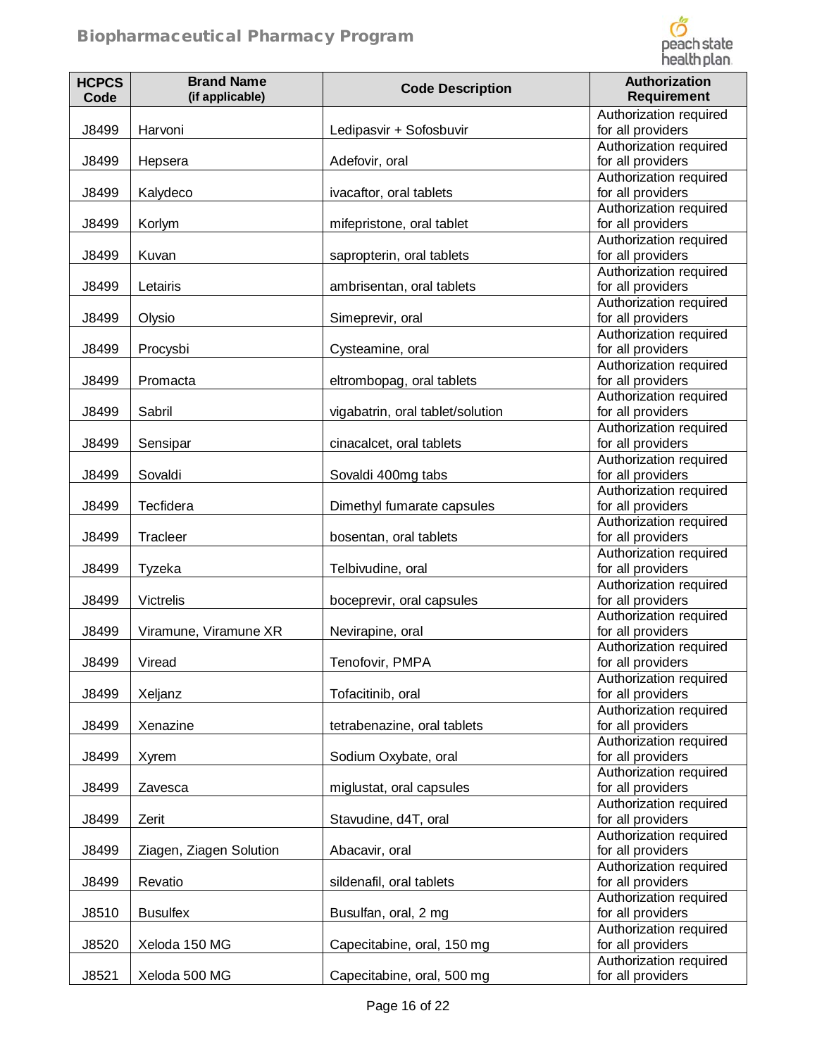| HCPCS Code | Brand Name (if applicable) | Code Description | Authorization Requirement |
|---|---|---|---|
| J8499 | Harvoni | Ledipasvir + Sofosbuvir | Authorization required for all providers |
| J8499 | Hepsera | Adefovir, oral | Authorization required for all providers |
| J8499 | Kalydeco | ivacaftor, oral tablets | Authorization required for all providers |
| J8499 | Korlym | mifepristone, oral tablet | Authorization required for all providers |
| J8499 | Kuvan | sapropterin, oral tablets | Authorization required for all providers |
| J8499 | Letairis | ambrisentan, oral tablets | Authorization required for all providers |
| J8499 | Olysio | Simeprevir, oral | Authorization required for all providers |
| J8499 | Procysbi | Cysteamine, oral | Authorization required for all providers |
| J8499 | Promacta | eltrombopag, oral tablets | Authorization required for all providers |
| J8499 | Sabril | vigabatrin, oral tablet/solution | Authorization required for all providers |
| J8499 | Sensipar | cinacalcet, oral tablets | Authorization required for all providers |
| J8499 | Sovaldi | Sovaldi 400mg tabs | Authorization required for all providers |
| J8499 | Tecfidera | Dimethyl fumarate capsules | Authorization required for all providers |
| J8499 | Tracleer | bosentan, oral tablets | Authorization required for all providers |
| J8499 | Tyzeka | Telbivudine, oral | Authorization required for all providers |
| J8499 | Victrelis | boceprevir, oral capsules | Authorization required for all providers |
| J8499 | Viramune, Viramune XR | Nevirapine, oral | Authorization required for all providers |
| J8499 | Viread | Tenofovir, PMPA | Authorization required for all providers |
| J8499 | Xeljanz | Tofacitinib, oral | Authorization required for all providers |
| J8499 | Xenazine | tetrabenazine, oral tablets | Authorization required for all providers |
| J8499 | Xyrem | Sodium Oxybate, oral | Authorization required for all providers |
| J8499 | Zavesca | miglustat, oral capsules | Authorization required for all providers |
| J8499 | Zerit | Stavudine, d4T, oral | Authorization required for all providers |
| J8499 | Ziagen, Ziagen Solution | Abacavir, oral | Authorization required for all providers |
| J8499 | Revatio | sildenafil, oral tablets | Authorization required for all providers |
| J8510 | Busulfex | Busulfan, oral, 2 mg | Authorization required for all providers |
| J8520 | Xeloda 150 MG | Capecitabine, oral, 150 mg | Authorization required for all providers |
| J8521 | Xeloda 500 MG | Capecitabine, oral, 500 mg | Authorization required for all providers |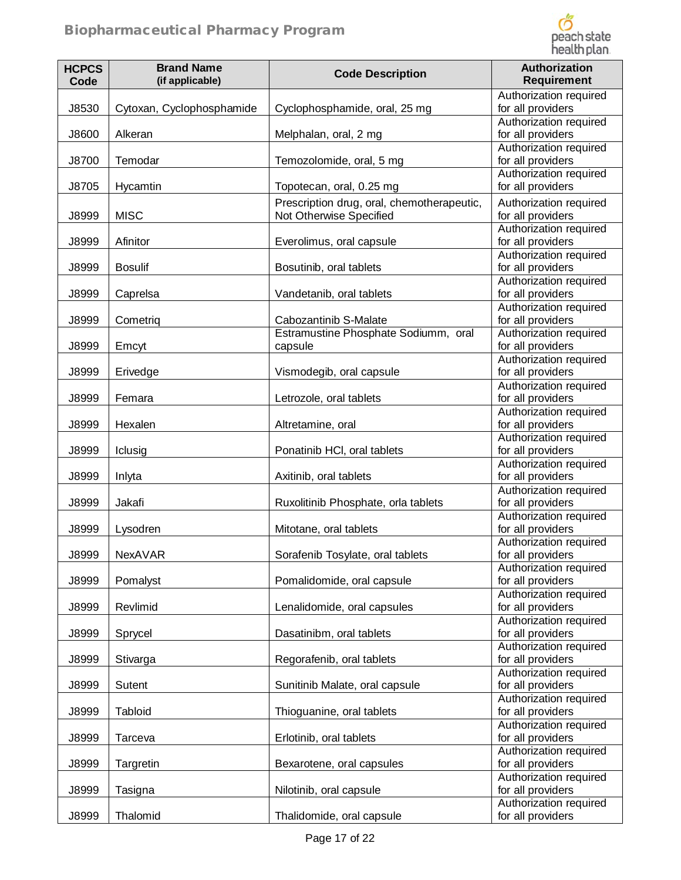| HCPCS Code | Brand Name (if applicable) | Code Description | Authorization Requirement |
|---|---|---|---|
| J8530 | Cytoxan, Cyclophosphamide | Cyclophosphamide, oral, 25 mg | Authorization required for all providers |
| J8600 | Alkeran | Melphalan, oral, 2 mg | Authorization required for all providers |
| J8700 | Temodar | Temozolomide, oral, 5 mg | Authorization required for all providers |
| J8705 | Hycamtin | Topotecan, oral, 0.25 mg | Authorization required for all providers |
| J8999 | MISC | Prescription drug, oral, chemotherapeutic, Not Otherwise Specified | Authorization required for all providers |
| J8999 | Afinitor | Everolimus, oral capsule | Authorization required for all providers |
| J8999 | Bosulif | Bosutinib, oral tablets | Authorization required for all providers |
| J8999 | Caprelsa | Vandetanib, oral tablets | Authorization required for all providers |
| J8999 | Cometriq | Cabozantinib S-Malate | Authorization required for all providers |
| J8999 | Emcyt | Estramustine Phosphate Sodiumm, oral capsule | Authorization required for all providers |
| J8999 | Erivedge | Vismodegib, oral capsule | Authorization required for all providers |
| J8999 | Femara | Letrozole, oral tablets | Authorization required for all providers |
| J8999 | Hexalen | Altretamine, oral | Authorization required for all providers |
| J8999 | Iclusig | Ponatinib HCl, oral tablets | Authorization required for all providers |
| J8999 | Inlyta | Axitinib, oral tablets | Authorization required for all providers |
| J8999 | Jakafi | Ruxolitinib Phosphate, orla tablets | Authorization required for all providers |
| J8999 | Lysodren | Mitotane, oral tablets | Authorization required for all providers |
| J8999 | NexAVAR | Sorafenib Tosylate, oral tablets | Authorization required for all providers |
| J8999 | Pomalyst | Pomalidomide, oral capsule | Authorization required for all providers |
| J8999 | Revlimid | Lenalidomide, oral capsules | Authorization required for all providers |
| J8999 | Sprycel | Dasatinibm, oral tablets | Authorization required for all providers |
| J8999 | Stivarga | Regorafenib, oral tablets | Authorization required for all providers |
| J8999 | Sutent | Sunitinib Malate, oral capsule | Authorization required for all providers |
| J8999 | Tabloid | Thioguanine, oral tablets | Authorization required for all providers |
| J8999 | Tarceva | Erlotinib, oral tablets | Authorization required for all providers |
| J8999 | Targretin | Bexarotene, oral capsules | Authorization required for all providers |
| J8999 | Tasigna | Nilotinib, oral capsule | Authorization required for all providers |
| J8999 | Thalomid | Thalidomide, oral capsule | Authorization required for all providers |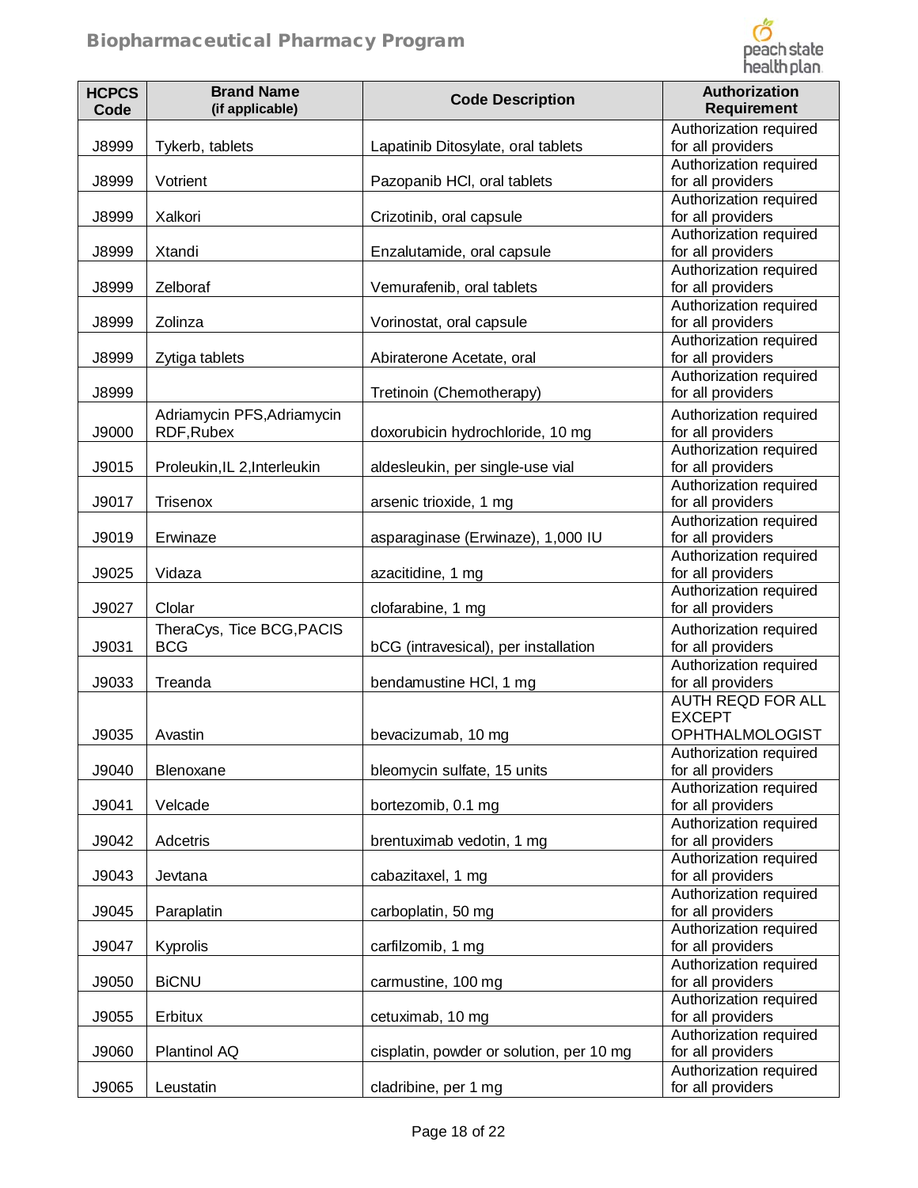| HCPCS Code | Brand Name (if applicable) | Code Description | Authorization Requirement |
|---|---|---|---|
| J8999 | Tykerb, tablets | Lapatinib Ditosylate, oral tablets | Authorization required for all providers |
| J8999 | Votrient | Pazopanib HCl, oral tablets | Authorization required for all providers |
| J8999 | Xalkori | Crizotinib, oral capsule | Authorization required for all providers |
| J8999 | Xtandi | Enzalutamide, oral capsule | Authorization required for all providers |
| J8999 | Zelboraf | Vemurafenib, oral tablets | Authorization required for all providers |
| J8999 | Zolinza | Vorinostat, oral capsule | Authorization required for all providers |
| J8999 | Zytiga tablets | Abiraterone Acetate, oral | Authorization required for all providers |
| J8999 | | Tretinoin (Chemotherapy) | Authorization required for all providers |
| J9000 | Adriamycin PFS,Adriamycin RDF,Rubex | doxorubicin hydrochloride, 10 mg | Authorization required for all providers |
| J9015 | Proleukin,IL 2,Interleukin | aldesleukin, per single-use vial | Authorization required for all providers |
| J9017 | Trisenox | arsenic trioxide, 1 mg | Authorization required for all providers |
| J9019 | Erwinaze | asparaginase (Erwinaze), 1,000 IU | Authorization required for all providers |
| J9025 | Vidaza | azacitidine, 1 mg | Authorization required for all providers |
| J9027 | Clolar | clofarabine, 1 mg | Authorization required for all providers |
| J9031 | TheraCys, Tice BCG,PACIS BCG | bCG (intravesical), per installation | Authorization required for all providers |
| J9033 | Treanda | bendamustine HCl, 1 mg | Authorization required for all providers |
| J9035 | Avastin | bevacizumab, 10 mg | AUTH REQD FOR ALL EXCEPT OPHTHALMOLOGIST |
| J9040 | Blenoxane | bleomycin sulfate, 15 units | Authorization required for all providers |
| J9041 | Velcade | bortezomib, 0.1 mg | Authorization required for all providers |
| J9042 | Adcetris | brentuximab vedotin, 1 mg | Authorization required for all providers |
| J9043 | Jevtana | cabazitaxel, 1 mg | Authorization required for all providers |
| J9045 | Paraplatin | carboplatin, 50 mg | Authorization required for all providers |
| J9047 | Kyprolis | carfilzomib, 1 mg | Authorization required for all providers |
| J9050 | BiCNU | carmustine, 100 mg | Authorization required for all providers |
| J9055 | Erbitux | cetuximab, 10 mg | Authorization required for all providers |
| J9060 | Plantinol AQ | cisplatin, powder or solution, per 10 mg | Authorization required for all providers |
| J9065 | Leustatin | cladribine, per 1 mg | Authorization required for all providers |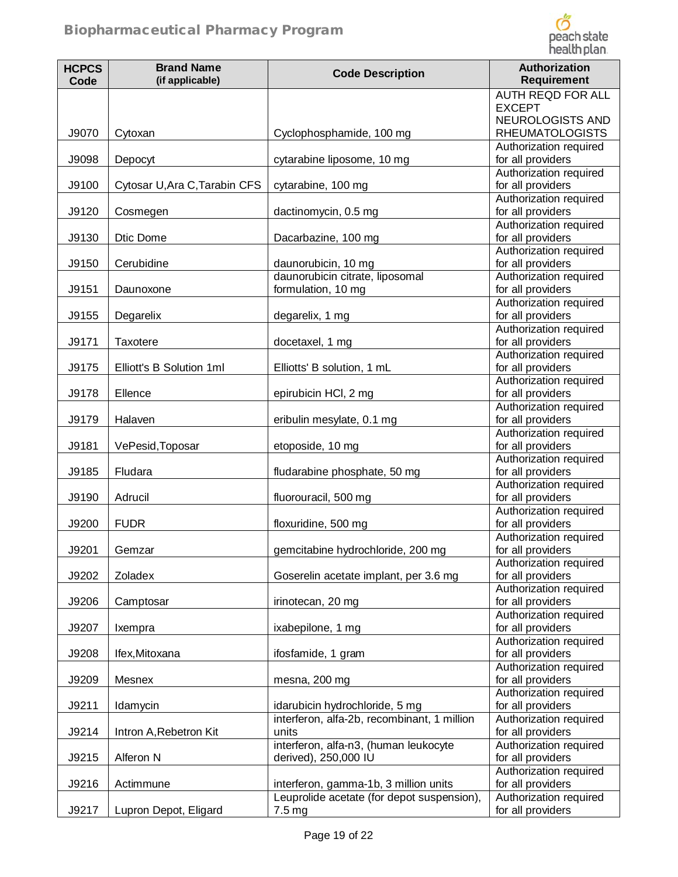| HCPCS Code | Brand Name (if applicable) | Code Description | Authorization Requirement |
|---|---|---|---|
| J9070 | Cytoxan | Cyclophosphamide, 100 mg | AUTH REQD FOR ALL EXCEPT NEUROLOGISTS AND RHEUMATOLOGISTS |
| J9098 | Depocyt | cytarabine liposome, 10 mg | Authorization required for all providers |
| J9100 | Cytosar U,Ara C,Tarabin CFS | cytarabine, 100 mg | Authorization required for all providers |
| J9120 | Cosmegen | dactinomycin, 0.5 mg | Authorization required for all providers |
| J9130 | Dtic Dome | Dacarbazine, 100 mg | Authorization required for all providers |
| J9150 | Cerubidine | daunorubicin, 10 mg | Authorization required for all providers |
| J9151 | Daunoxone | daunorubicin citrate, liposomal formulation, 10 mg | Authorization required for all providers |
| J9155 | Degarelix | degarelix, 1 mg | Authorization required for all providers |
| J9171 | Taxotere | docetaxel, 1 mg | Authorization required for all providers |
| J9175 | Elliott's B Solution 1ml | Elliotts' B solution, 1 mL | Authorization required for all providers |
| J9178 | Ellence | epirubicin HCl, 2 mg | Authorization required for all providers |
| J9179 | Halaven | eribulin mesylate, 0.1 mg | Authorization required for all providers |
| J9181 | VePesid,Toposar | etoposide, 10 mg | Authorization required for all providers |
| J9185 | Fludara | fludarabine phosphate, 50 mg | Authorization required for all providers |
| J9190 | Adrucil | fluorouracil, 500 mg | Authorization required for all providers |
| J9200 | FUDR | floxuridine, 500 mg | Authorization required for all providers |
| J9201 | Gemzar | gemcitabine hydrochloride, 200 mg | Authorization required for all providers |
| J9202 | Zoladex | Goserelin acetate implant, per 3.6 mg | Authorization required for all providers |
| J9206 | Camptosar | irinotecan, 20 mg | Authorization required for all providers |
| J9207 | Ixempra | ixabepilone, 1 mg | Authorization required for all providers |
| J9208 | Ifex,Mitoxana | ifosfamide, 1 gram | Authorization required for all providers |
| J9209 | Mesnex | mesna, 200 mg | Authorization required for all providers |
| J9211 | Idamycin | idarubicin hydrochloride, 5 mg | Authorization required for all providers |
| J9214 | Intron A,Rebetron Kit | interferon, alfa-2b, recombinant, 1 million units | Authorization required for all providers |
| J9215 | Alferon N | interferon, alfa-n3, (human leukocyte derived), 250,000 IU | Authorization required for all providers |
| J9216 | Actimmune | interferon, gamma-1b, 3 million units | Authorization required for all providers |
| J9217 | Lupron Depot, Eligard | Leuprolide acetate (for depot suspension), 7.5 mg | Authorization required for all providers |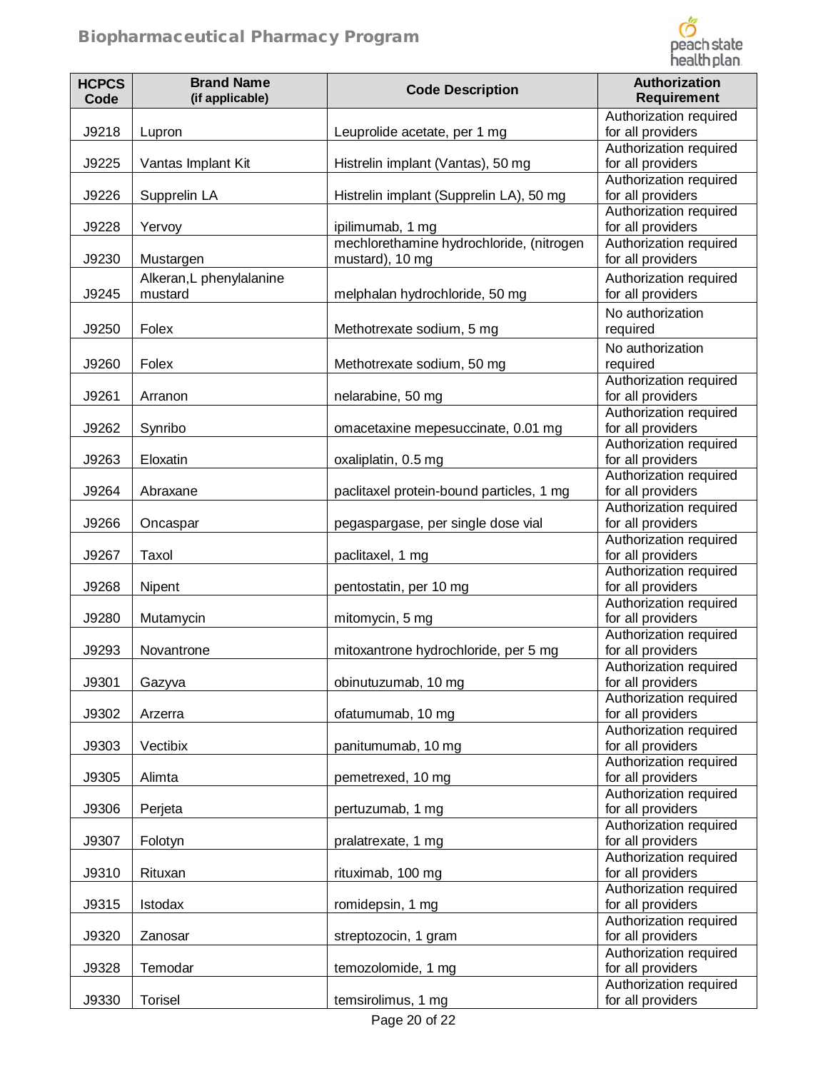| HCPCS Code | Brand Name (if applicable) | Code Description | Authorization Requirement |
|---|---|---|---|
| J9218 | Lupron | Leuprolide acetate, per 1 mg | Authorization required for all providers |
| J9225 | Vantas Implant Kit | Histrelin implant (Vantas), 50 mg | Authorization required for all providers |
| J9226 | Supprelin LA | Histrelin implant (Supprelin LA), 50 mg | Authorization required for all providers |
| J9228 | Yervoy | ipilimumab, 1 mg | Authorization required for all providers |
| J9230 | Mustargen | mechlorethamine hydrochloride, (nitrogen mustard), 10 mg | Authorization required for all providers |
| J9245 | Alkeran,L phenylalanine mustard | melphalan hydrochloride, 50 mg | Authorization required for all providers |
| J9250 | Folex | Methotrexate sodium, 5 mg | No authorization required |
| J9260 | Folex | Methotrexate sodium, 50 mg | No authorization required |
| J9261 | Arranon | nelarabine, 50 mg | Authorization required for all providers |
| J9262 | Synribo | omacetaxine mepesuccinate, 0.01 mg | Authorization required for all providers |
| J9263 | Eloxatin | oxaliplatin, 0.5 mg | Authorization required for all providers |
| J9264 | Abraxane | paclitaxel protein-bound particles, 1 mg | Authorization required for all providers |
| J9266 | Oncaspar | pegaspargase, per single dose vial | Authorization required for all providers |
| J9267 | Taxol | paclitaxel, 1 mg | Authorization required for all providers |
| J9268 | Nipent | pentostatin, per 10 mg | Authorization required for all providers |
| J9280 | Mutamycin | mitomycin, 5 mg | Authorization required for all providers |
| J9293 | Novantrone | mitoxantrone hydrochloride, per 5 mg | Authorization required for all providers |
| J9301 | Gazyva | obinutuzumab, 10 mg | Authorization required for all providers |
| J9302 | Arzerra | ofatumumab, 10 mg | Authorization required for all providers |
| J9303 | Vectibix | panitumumab, 10 mg | Authorization required for all providers |
| J9305 | Alimta | pemetrexed, 10 mg | Authorization required for all providers |
| J9306 | Perjeta | pertuzumab, 1 mg | Authorization required for all providers |
| J9307 | Folotyn | pralatrexate, 1 mg | Authorization required for all providers |
| J9310 | Rituxan | rituximab, 100 mg | Authorization required for all providers |
| J9315 | Istodax | romidepsin, 1 mg | Authorization required for all providers |
| J9320 | Zanosar | streptozocin, 1 gram | Authorization required for all providers |
| J9328 | Temodar | temozolomide, 1 mg | Authorization required for all providers |
| J9330 | Torisel | temsirolimus, 1 mg | Authorization required for all providers |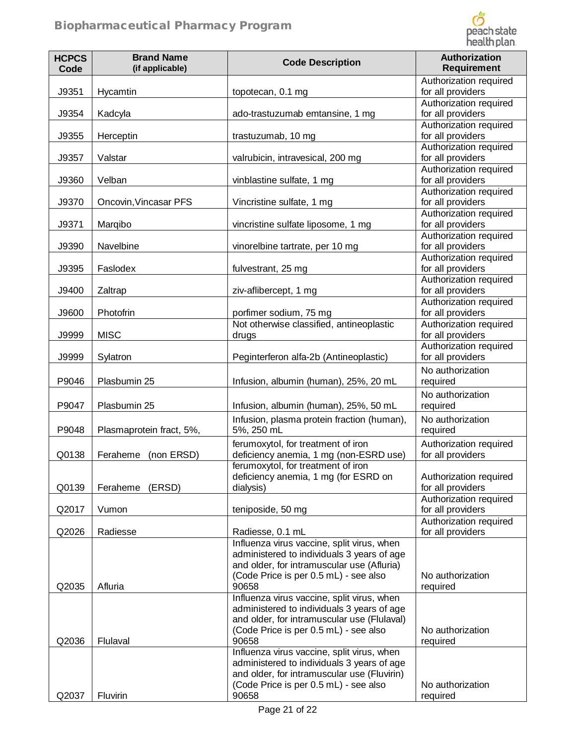| HCPCS Code | Brand Name (if applicable) | Code Description | Authorization Requirement |
|---|---|---|---|
| J9351 | Hycamtin | topotecan, 0.1 mg | Authorization required for all providers |
| J9354 | Kadcyla | ado-trastuzumab emtansine, 1 mg | Authorization required for all providers |
| J9355 | Herceptin | trastuzumab, 10 mg | Authorization required for all providers |
| J9357 | Valstar | valrubicin, intravesical, 200 mg | Authorization required for all providers |
| J9360 | Velban | vinblastine sulfate, 1 mg | Authorization required for all providers |
| J9370 | Oncovin,Vincasar PFS | Vincristine sulfate, 1 mg | Authorization required for all providers |
| J9371 | Marqibo | vincristine sulfate liposome, 1 mg | Authorization required for all providers |
| J9390 | Navelbine | vinorelbine tartrate, per 10 mg | Authorization required for all providers |
| J9395 | Faslodex | fulvestrant, 25 mg | Authorization required for all providers |
| J9400 | Zaltrap | ziv-aflibercept, 1 mg | Authorization required for all providers |
| J9600 | Photofrin | porfimer sodium, 75 mg | Authorization required for all providers |
| J9999 | MISC | Not otherwise classified, antineoplastic drugs | Authorization required for all providers |
| J9999 | Sylatron | Peginterferon alfa-2b (Antineoplastic) | Authorization required for all providers |
| P9046 | Plasbumin 25 | Infusion, albumin (human), 25%, 20 mL | No authorization required |
| P9047 | Plasbumin 25 | Infusion, albumin (human), 25%, 50 mL | No authorization required |
| P9048 | Plasmaprotein fract, 5%, | Infusion, plasma protein fraction (human), 5%, 250 mL | No authorization required |
| Q0138 | Feraheme (non ERSD) | ferumoxytol, for treatment of iron deficiency anemia, 1 mg (non-ESRD use) | Authorization required for all providers |
| Q0139 | Feraheme (ERSD) | ferumoxytol, for treatment of iron deficiency anemia, 1 mg (for ESRD on dialysis) | Authorization required for all providers |
| Q2017 | Vumon | teniposide, 50 mg | Authorization required for all providers |
| Q2026 | Radiesse | Radiesse, 0.1 mL | Authorization required for all providers |
| Q2035 | Afluria | Influenza virus vaccine, split virus, when administered to individuals 3 years of age and older, for intramuscular use (Afluria) (Code Price is per 0.5 mL) - see also 90658 | No authorization required |
| Q2036 | Flulaval | Influenza virus vaccine, split virus, when administered to individuals 3 years of age and older, for intramuscular use (Flulaval) (Code Price is per 0.5 mL) - see also 90658 | No authorization required |
| Q2037 | Fluvirin | Influenza virus vaccine, split virus, when administered to individuals 3 years of age and older, for intramuscular use (Fluvirin) (Code Price is per 0.5 mL) - see also 90658 | No authorization required |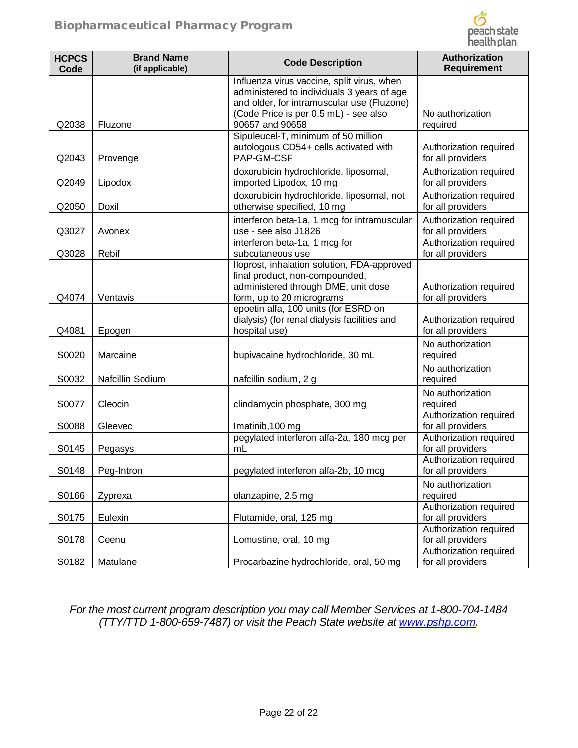| HCPCS Code | Brand Name (if applicable) | Code Description | Authorization Requirement |
|---|---|---|---|
| Q2038 | Fluzone | Influenza virus vaccine, split virus, when administered to individuals 3 years of age and older, for intramuscular use (Fluzone) (Code Price is per 0.5 mL) - see also 90657 and 90658 | No authorization required |
| Q2043 | Provenge | Sipuleucel-T, minimum of 50 million autologous CD54+ cells activated with PAP-GM-CSF | Authorization required for all providers |
| Q2049 | Lipodox | doxorubicin hydrochloride, liposomal, imported Lipodox, 10 mg | Authorization required for all providers |
| Q2050 | Doxil | doxorubicin hydrochloride, liposomal, not otherwise specified, 10 mg | Authorization required for all providers |
| Q3027 | Avonex | interferon beta-1a, 1 mcg for intramuscular use - see also J1826 | Authorization required for all providers |
| Q3028 | Rebif | interferon beta-1a, 1 mcg for subcutaneous use | Authorization required for all providers |
| Q4074 | Ventavis | Iloprost, inhalation solution, FDA-approved final product, non-compounded, administered through DME, unit dose form, up to 20 micrograms | Authorization required for all providers |
| Q4081 | Epogen | epoetin alfa, 100 units (for ESRD on dialysis) (for renal dialysis facilities and hospital use) | Authorization required for all providers |
| S0020 | Marcaine | bupivacaine hydrochloride, 30 mL | No authorization required |
| S0032 | Nafcillin Sodium | nafcillin sodium, 2 g | No authorization required |
| S0077 | Cleocin | clindamycin phosphate, 300 mg | No authorization required |
| S0088 | Gleevec | Imatinib,100 mg | Authorization required for all providers |
| S0145 | Pegasys | pegylated interferon alfa-2a, 180 mcg per mL | Authorization required for all providers |
| S0148 | Peg-Intron | pegylated interferon alfa-2b, 10 mcg | Authorization required for all providers |
| S0166 | Zyprexa | olanzapine, 2.5 mg | No authorization required |
| S0175 | Eulexin | Flutamide, oral, 125 mg | Authorization required for all providers |
| S0178 | Ceenu | Lomustine, oral, 10 mg | Authorization required for all providers |
| S0182 | Matulane | Procarbazine hydrochloride, oral, 50 mg | Authorization required for all providers |

*For the most current program description you may call Member Services at 1-800-704-1484 (TTY/TTD 1-800-659-7487) or visit the Peach State website at [www.pshp.com](http://www.pshp.com).*